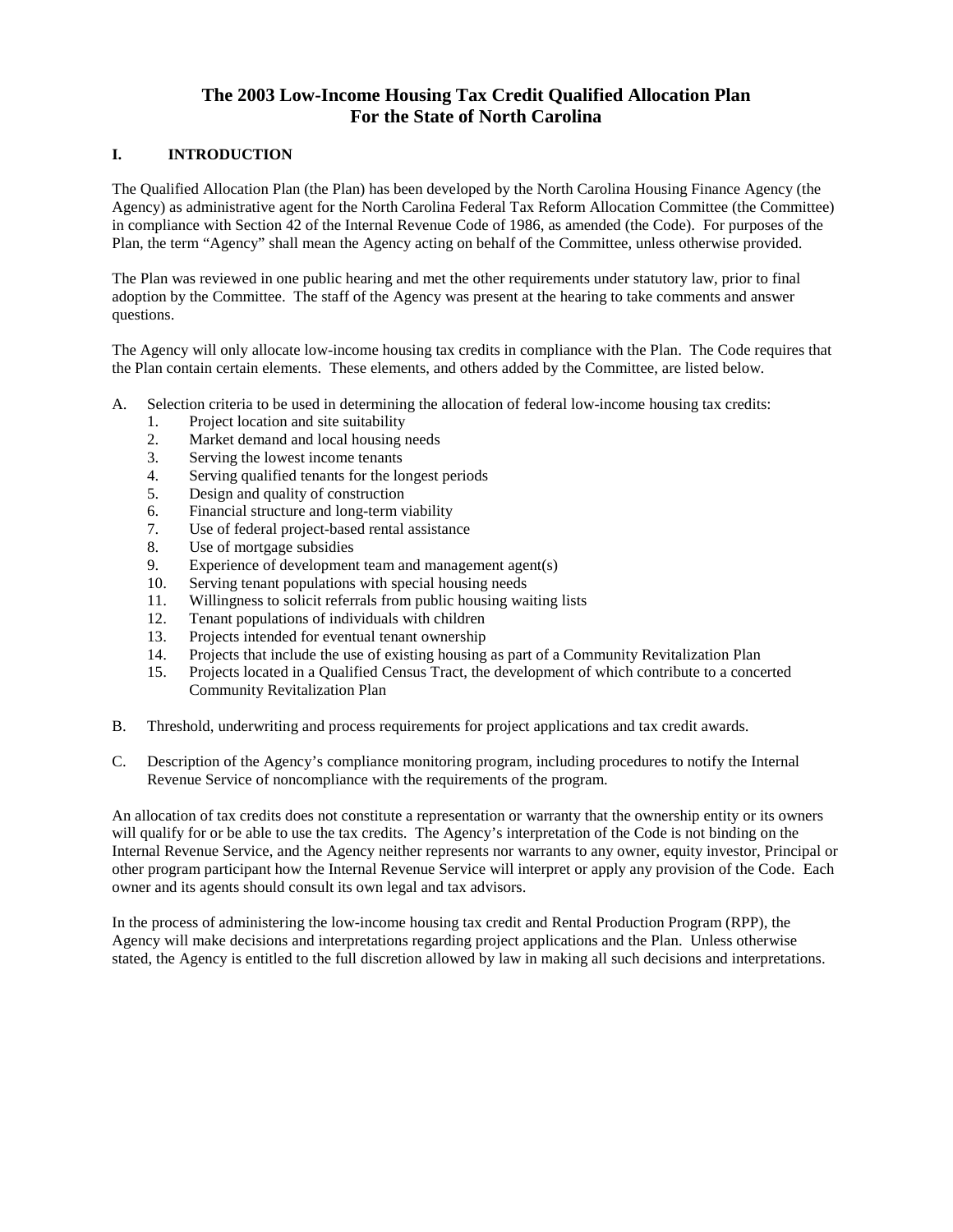# The 2003 Low-Income Housing Tax Credit Qualified Allocation Plan For the State of North Carolina

## I. INTRODUCTION

The Qualified Allocation Plan (the Plan) has been developed by the North Carolina Housing Finance Agency (the Agency) as administrative agent for the North Carolina Federal Tax Reform Allocation Committee (the Committee) in compliance with Section 42 of the Internal Revenue Code of 1986, as amended (the Code). For purposes of the Plan, the term "Agency" shall mean the Agency acting on behalf of the Committee, unless otherwise provided.

The Plan was reviewed in one public hearing and met the other requirements under statutory law, prior to final adoption by the Committee. The staff of the Agency was present at the hearing to take comments and answer questions.

The Agency will only allocate low-income housing tax credits in compliance with the Plan. The Code requires that the Plan contain certain elements. These elements, and others added by the Committee, are listed below.

A. Selection criteria to be used in determining the allocation of federal low-income housing tax credits:
   1. Project location and site suitability
   2. Market demand and local housing needs
   3. Serving the lowest income tenants
   4. Serving qualified tenants for the longest periods
   5. Design and quality of construction
   6. Financial structure and long-term viability
   7. Use of federal project-based rental assistance
   8. Use of mortgage subsidies
   9. Experience of development team and management agent(s)
   10. Serving tenant populations with special housing needs
   11. Willingness to solicit referrals from public housing waiting lists
   12. Tenant populations of individuals with children
   13. Projects intended for eventual tenant ownership
   14. Projects that include the use of existing housing as part of a Community Revitalization Plan
   15. Projects located in a Qualified Census Tract, the development of which contribute to a concerted Community Revitalization Plan

B. Threshold, underwriting and process requirements for project applications and tax credit awards.

C. Description of the Agency's compliance monitoring program, including procedures to notify the Internal Revenue Service of noncompliance with the requirements of the program.

An allocation of tax credits does not constitute a representation or warranty that the ownership entity or its owners will qualify for or be able to use the tax credits. The Agency's interpretation of the Code is not binding on the Internal Revenue Service, and the Agency neither represents nor warrants to any owner, equity investor, Principal or other program participant how the Internal Revenue Service will interpret or apply any provision of the Code. Each owner and its agents should consult its own legal and tax advisors.

In the process of administering the low-income housing tax credit and Rental Production Program (RPP), the Agency will make decisions and interpretations regarding project applications and the Plan. Unless otherwise stated, the Agency is entitled to the full discretion allowed by law in making all such decisions and interpretations.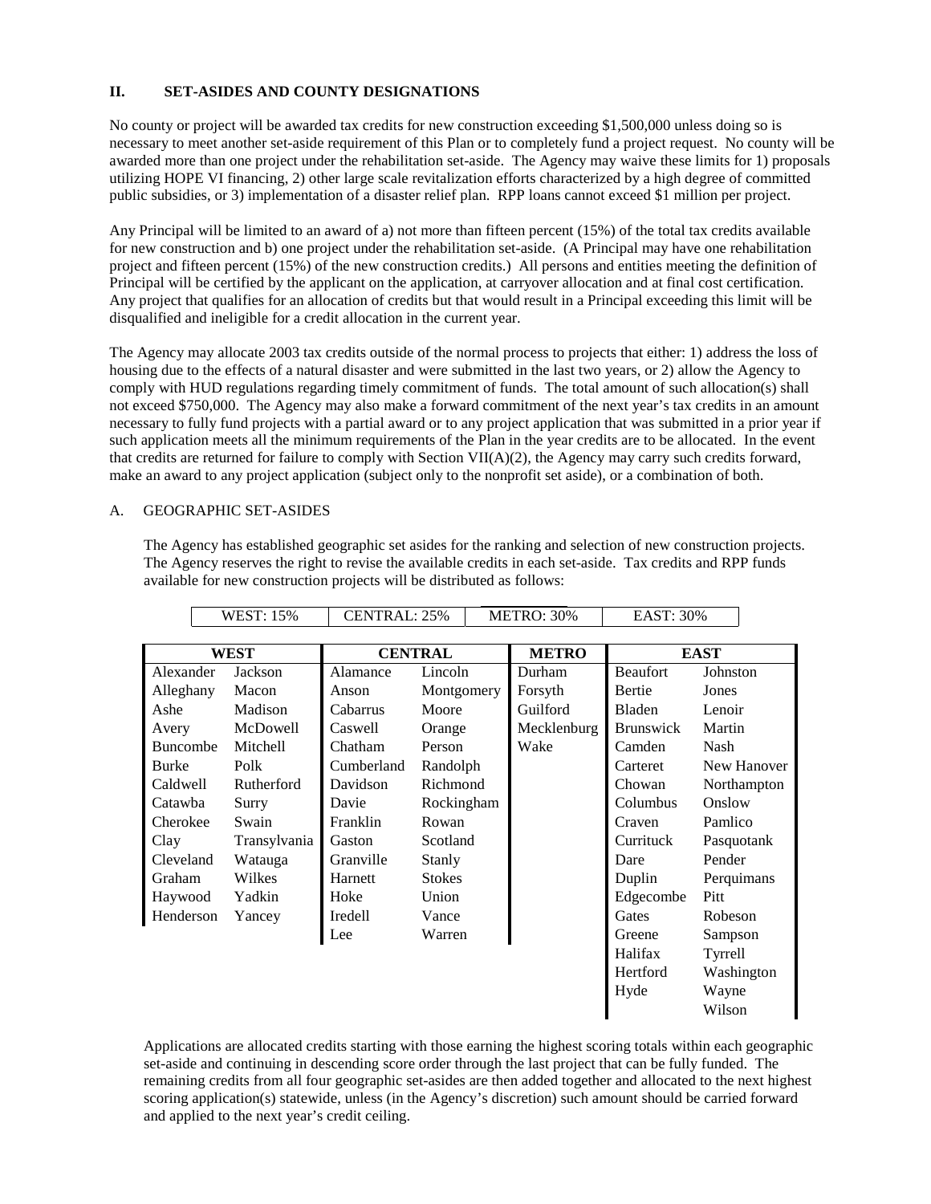## II. SET-ASIDES AND COUNTY DESIGNATIONS

No county or project will be awarded tax credits for new construction exceeding $1,500,000 unless doing so is necessary to meet another set-aside requirement of this Plan or to completely fund a project request. No county will be awarded more than one project under the rehabilitation set-aside. The Agency may waive these limits for 1) proposals utilizing HOPE VI financing, 2) other large scale revitalization efforts characterized by a high degree of committed public subsidies, or 3) implementation of a disaster relief plan. RPP loans cannot exceed $1 million per project.

Any Principal will be limited to an award of a) not more than fifteen percent (15%) of the total tax credits available for new construction and b) one project under the rehabilitation set-aside. (A Principal may have one rehabilitation project and fifteen percent (15%) of the new construction credits.) All persons and entities meeting the definition of Principal will be certified by the applicant on the application, at carryover allocation and at final cost certification. Any project that qualifies for an allocation of credits but that would result in a Principal exceeding this limit will be disqualified and ineligible for a credit allocation in the current year.

The Agency may allocate 2003 tax credits outside of the normal process to projects that either: 1) address the loss of housing due to the effects of a natural disaster and were submitted in the last two years, or 2) allow the Agency to comply with HUD regulations regarding timely commitment of funds. The total amount of such allocation(s) shall not exceed $750,000. The Agency may also make a forward commitment of the next year's tax credits in an amount necessary to fully fund projects with a partial award or to any project application that was submitted in a prior year if such application meets all the minimum requirements of the Plan in the year credits are to be allocated. In the event that credits are returned for failure to comply with Section VII(A)(2), the Agency may carry such credits forward, make an award to any project application (subject only to the nonprofit set aside), or a combination of both.

### A. GEOGRAPHIC SET-ASIDES

The Agency has established geographic set asides for the ranking and selection of new construction projects. The Agency reserves the right to revise the available credits in each set-aside. Tax credits and RPP funds available for new construction projects will be distributed as follows:

| WEST: 15% | CENTRAL: 25% | METRO: 30% | EAST: 30% |
|---|---|---|---|

| WEST | | CENTRAL | | METRO | EAST | |
|---|---|---|---|---|---|---|
| Alexander | Jackson | Alamance | Lincoln | Durham | Beaufort | Johnston |
| Alleghany | Macon | Anson | Montgomery | Forsyth | Bertie | Jones |
| Ashe | Madison | Cabarrus | Moore | Guilford | Bladen | Lenoir |
| Avery | McDowell | Caswell | Orange | Mecklenburg | Brunswick | Martin |
| Buncombe | Mitchell | Chatham | Person | Wake | Camden | Nash |
| Burke | Polk | Cumberland | Randolph | | Carteret | New Hanover |
| Caldwell | Rutherford | Davidson | Richmond | | Chowan | Northampton |
| Catawba | Surry | Davie | Rockingham | | Columbus | Onslow |
| Cherokee | Swain | Franklin | Rowan | | Craven | Pamlico |
| Clay | Transylvania | Gaston | Scotland | | Currituck | Pasquotank |
| Cleveland | Watauga | Granville | Stanly | | Dare | Pender |
| Graham | Wilkes | Harnett | Stokes | | Duplin | Perquimans |
| Haywood | Yadkin | Hoke | Union | | Edgecombe | Pitt |
| Henderson | Yancey | Iredell | Vance | | Gates | Robeson |
| | | Lee | Warren | | Greene | Sampson |
| | | | | | Halifax | Tyrrell |
| | | | | | Hertford | Washington |
| | | | | | Hyde | Wayne |
| | | | | | | Wilson |

Applications are allocated credits starting with those earning the highest scoring totals within each geographic set-aside and continuing in descending score order through the last project that can be fully funded. The remaining credits from all four geographic set-asides are then added together and allocated to the next highest scoring application(s) statewide, unless (in the Agency's discretion) such amount should be carried forward and applied to the next year's credit ceiling.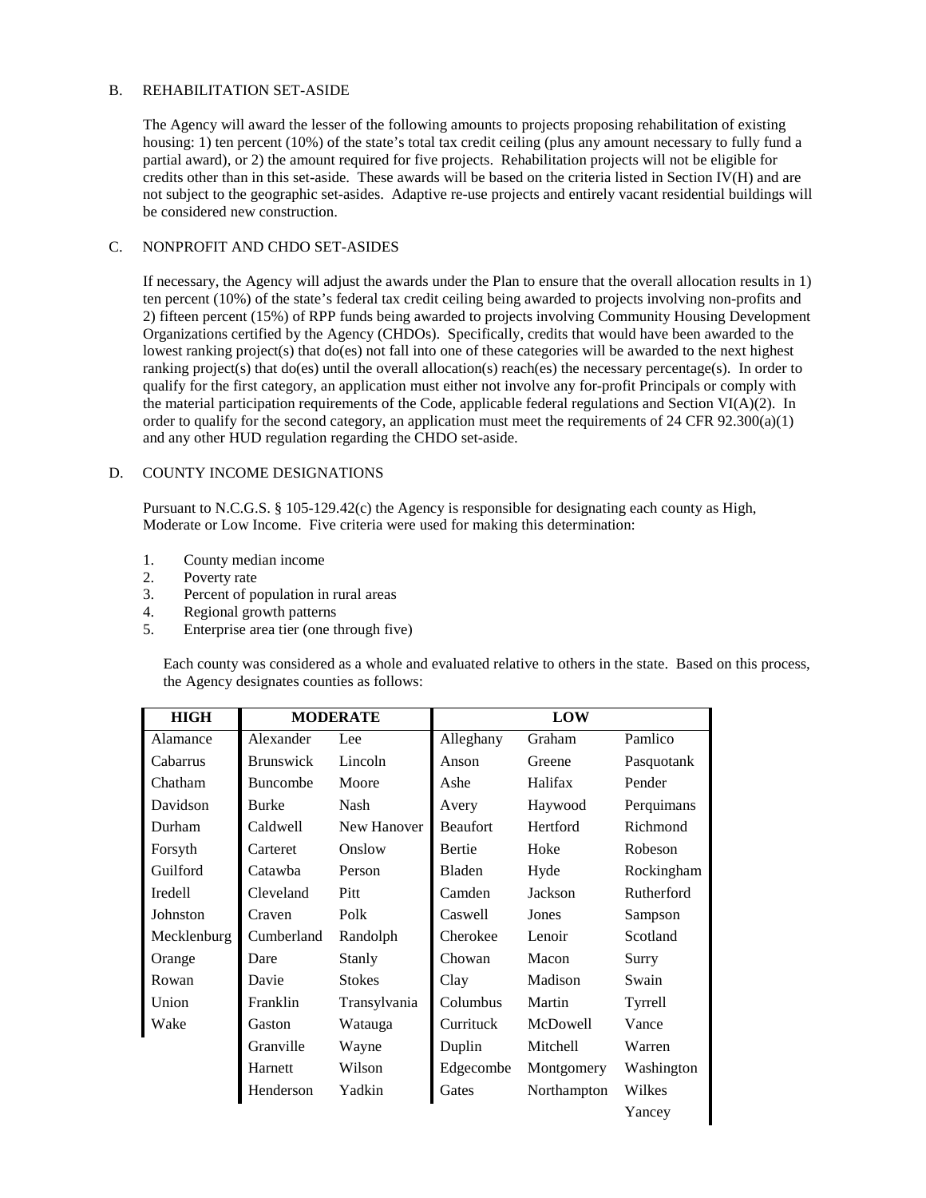B. REHABILITATION SET-ASIDE

The Agency will award the lesser of the following amounts to projects proposing rehabilitation of existing housing: 1) ten percent (10%) of the state's total tax credit ceiling (plus any amount necessary to fully fund a partial award), or 2) the amount required for five projects. Rehabilitation projects will not be eligible for credits other than in this set-aside. These awards will be based on the criteria listed in Section IV(H) and are not subject to the geographic set-asides. Adaptive re-use projects and entirely vacant residential buildings will be considered new construction.

C. NONPROFIT AND CHDO SET-ASIDES

If necessary, the Agency will adjust the awards under the Plan to ensure that the overall allocation results in 1) ten percent (10%) of the state's federal tax credit ceiling being awarded to projects involving non-profits and 2) fifteen percent (15%) of RPP funds being awarded to projects involving Community Housing Development Organizations certified by the Agency (CHDOs). Specifically, credits that would have been awarded to the lowest ranking project(s) that do(es) not fall into one of these categories will be awarded to the next highest ranking project(s) that do(es) until the overall allocation(s) reach(es) the necessary percentage(s). In order to qualify for the first category, an application must either not involve any for-profit Principals or comply with the material participation requirements of the Code, applicable federal regulations and Section VI(A)(2). In order to qualify for the second category, an application must meet the requirements of 24 CFR 92.300(a)(1) and any other HUD regulation regarding the CHDO set-aside.

D. COUNTY INCOME DESIGNATIONS

Pursuant to N.C.G.S. § 105-129.42(c) the Agency is responsible for designating each county as High, Moderate or Low Income. Five criteria were used for making this determination:

1. County median income
2. Poverty rate
3. Percent of population in rural areas
4. Regional growth patterns
5. Enterprise area tier (one through five)

Each county was considered as a whole and evaluated relative to others in the state. Based on this process, the Agency designates counties as follows:

| HIGH | MODERATE | | LOW | | |
|---|---|---|---|---|---|
| Alamance | Alexander | Lee | Alleghany | Graham | Pamlico |
| Cabarrus | Brunswick | Lincoln | Anson | Greene | Pasquotank |
| Chatham | Buncombe | Moore | Ashe | Halifax | Pender |
| Davidson | Burke | Nash | Avery | Haywood | Perquimans |
| Durham | Caldwell | New Hanover | Beaufort | Hertford | Richmond |
| Forsyth | Carteret | Onslow | Bertie | Hoke | Robeson |
| Guilford | Catawba | Person | Bladen | Hyde | Rockingham |
| Iredell | Cleveland | Pitt | Camden | Jackson | Rutherford |
| Johnston | Craven | Polk | Caswell | Jones | Sampson |
| Mecklenburg | Cumberland | Randolph | Cherokee | Lenoir | Scotland |
| Orange | Dare | Stanly | Chowan | Macon | Surry |
| Rowan | Davie | Stokes | Clay | Madison | Swain |
| Union | Franklin | Transylvania | Columbus | Martin | Tyrrell |
| Wake | Gaston | Watauga | Currituck | McDowell | Vance |
| | Granville | Wayne | Duplin | Mitchell | Warren |
| | Harnett | Wilson | Edgecombe | Montgomery | Washington |
| | Henderson | Yadkin | Gates | Northampton | Wilkes |
| | | | | | Yancey |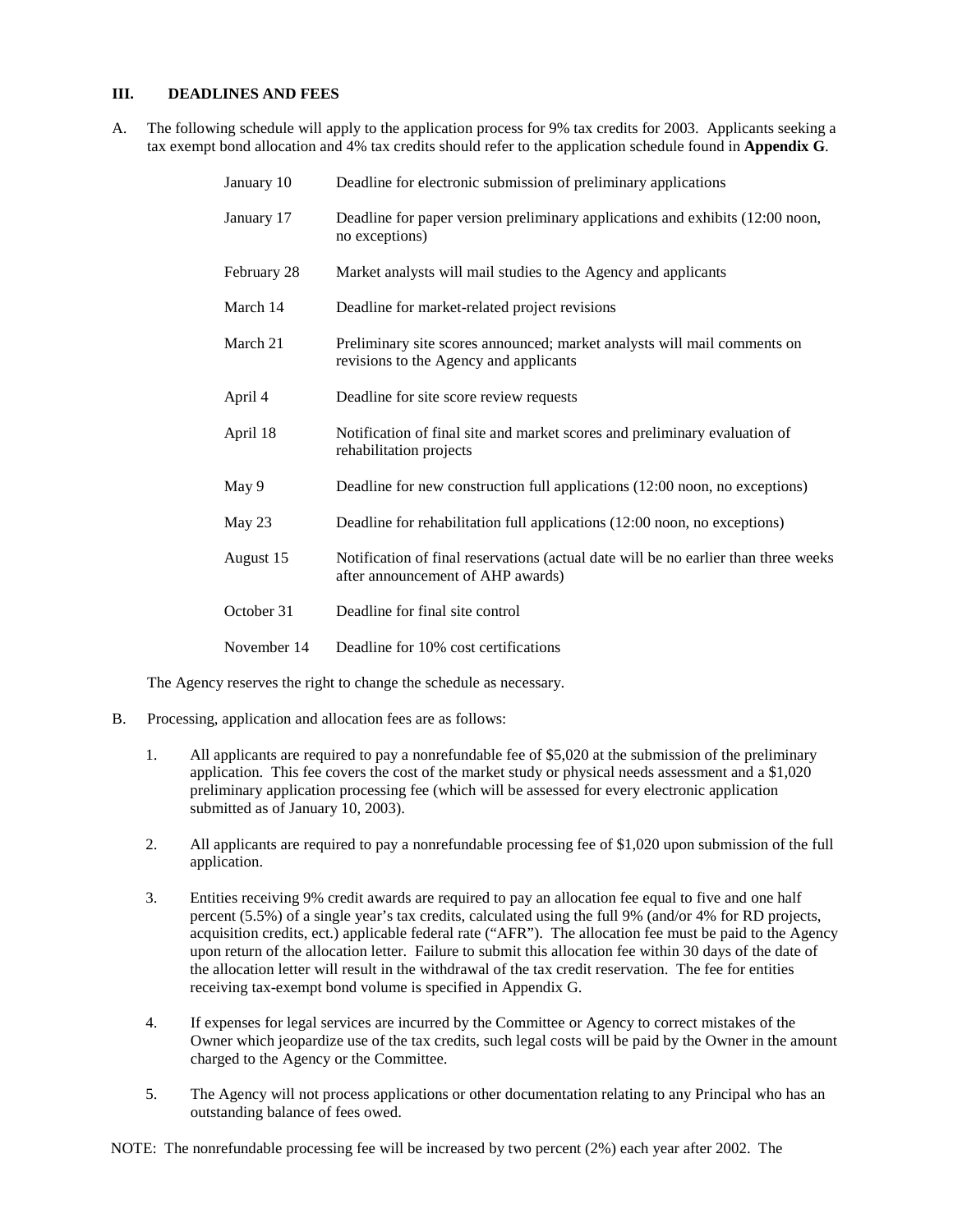## III. DEADLINES AND FEES

A. The following schedule will apply to the application process for 9% tax credits for 2003. Applicants seeking a tax exempt bond allocation and 4% tax credits should refer to the application schedule found in **Appendix G**.

| | |
|---|---|
| January 10 | Deadline for electronic submission of preliminary applications |
| January 17 | Deadline for paper version preliminary applications and exhibits (12:00 noon, no exceptions) |
| February 28 | Market analysts will mail studies to the Agency and applicants |
| March 14 | Deadline for market-related project revisions |
| March 21 | Preliminary site scores announced; market analysts will mail comments on revisions to the Agency and applicants |
| April 4 | Deadline for site score review requests |
| April 18 | Notification of final site and market scores and preliminary evaluation of rehabilitation projects |
| May 9 | Deadline for new construction full applications (12:00 noon, no exceptions) |
| May 23 | Deadline for rehabilitation full applications (12:00 noon, no exceptions) |
| August 15 | Notification of final reservations (actual date will be no earlier than three weeks after announcement of AHP awards) |
| October 31 | Deadline for final site control |
| November 14 | Deadline for 10% cost certifications |

The Agency reserves the right to change the schedule as necessary.

B. Processing, application and allocation fees are as follows:

1. All applicants are required to pay a nonrefundable fee of $5,020 at the submission of the preliminary application. This fee covers the cost of the market study or physical needs assessment and a $1,020 preliminary application processing fee (which will be assessed for every electronic application submitted as of January 10, 2003).

2. All applicants are required to pay a nonrefundable processing fee of $1,020 upon submission of the full application.

3. Entities receiving 9% credit awards are required to pay an allocation fee equal to five and one half percent (5.5%) of a single year's tax credits, calculated using the full 9% (and/or 4% for RD projects, acquisition credits, ect.) applicable federal rate ("AFR"). The allocation fee must be paid to the Agency upon return of the allocation letter. Failure to submit this allocation fee within 30 days of the date of the allocation letter will result in the withdrawal of the tax credit reservation. The fee for entities receiving tax-exempt bond volume is specified in Appendix G.

4. If expenses for legal services are incurred by the Committee or Agency to correct mistakes of the Owner which jeopardize use of the tax credits, such legal costs will be paid by the Owner in the amount charged to the Agency or the Committee.

5. The Agency will not process applications or other documentation relating to any Principal who has an outstanding balance of fees owed.

NOTE: The nonrefundable processing fee will be increased by two percent (2%) each year after 2002. The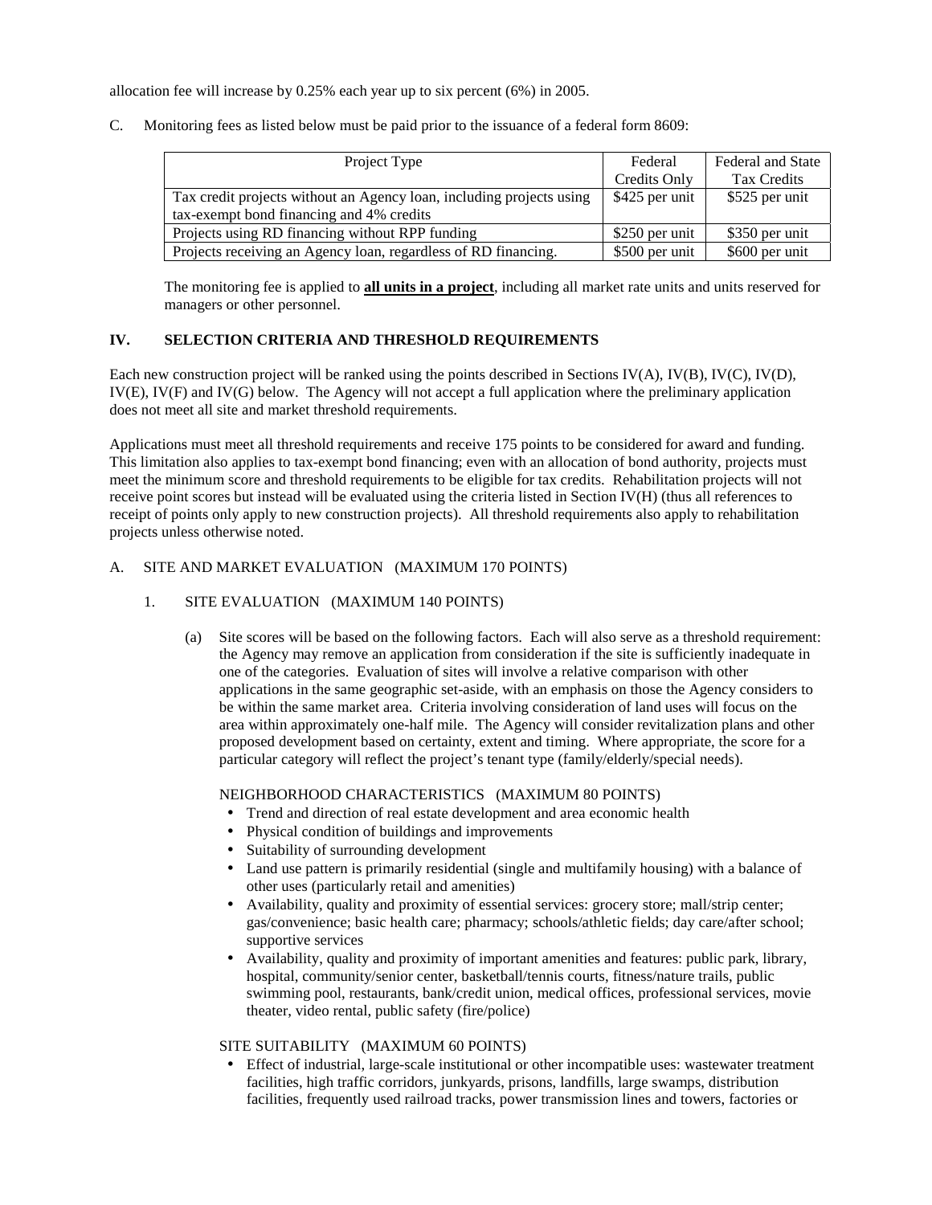allocation fee will increase by 0.25% each year up to six percent (6%) in 2005.

C. Monitoring fees as listed below must be paid prior to the issuance of a federal form 8609:

| Project Type | Federal Credits Only | Federal and State Tax Credits |
|---|---|---|
| Tax credit projects without an Agency loan, including projects using tax-exempt bond financing and 4% credits | $425 per unit | $525 per unit |
| Projects using RD financing without RPP funding | $250 per unit | $350 per unit |
| Projects receiving an Agency loan, regardless of RD financing. | $500 per unit | $600 per unit |

The monitoring fee is applied to **all units in a project**, including all market rate units and units reserved for managers or other personnel.

## IV. SELECTION CRITERIA AND THRESHOLD REQUIREMENTS

Each new construction project will be ranked using the points described in Sections IV(A), IV(B), IV(C), IV(D), IV(E), IV(F) and IV(G) below. The Agency will not accept a full application where the preliminary application does not meet all site and market threshold requirements.

Applications must meet all threshold requirements and receive 175 points to be considered for award and funding. This limitation also applies to tax-exempt bond financing; even with an allocation of bond authority, projects must meet the minimum score and threshold requirements to be eligible for tax credits. Rehabilitation projects will not receive point scores but instead will be evaluated using the criteria listed in Section IV(H) (thus all references to receipt of points only apply to new construction projects). All threshold requirements also apply to rehabilitation projects unless otherwise noted.

### A. SITE AND MARKET EVALUATION (MAXIMUM 170 POINTS)

#### 1. SITE EVALUATION (MAXIMUM 140 POINTS)

(a) Site scores will be based on the following factors. Each will also serve as a threshold requirement: the Agency may remove an application from consideration if the site is sufficiently inadequate in one of the categories. Evaluation of sites will involve a relative comparison with other applications in the same geographic set-aside, with an emphasis on those the Agency considers to be within the same market area. Criteria involving consideration of land uses will focus on the area within approximately one-half mile. The Agency will consider revitalization plans and other proposed development based on certainty, extent and timing. Where appropriate, the score for a particular category will reflect the project's tenant type (family/elderly/special needs).

NEIGHBORHOOD CHARACTERISTICS (MAXIMUM 80 POINTS)

- Trend and direction of real estate development and area economic health
- Physical condition of buildings and improvements
- Suitability of surrounding development
- Land use pattern is primarily residential (single and multifamily housing) with a balance of other uses (particularly retail and amenities)
- Availability, quality and proximity of essential services: grocery store; mall/strip center; gas/convenience; basic health care; pharmacy; schools/athletic fields; day care/after school; supportive services
- Availability, quality and proximity of important amenities and features: public park, library, hospital, community/senior center, basketball/tennis courts, fitness/nature trails, public swimming pool, restaurants, bank/credit union, medical offices, professional services, movie theater, video rental, public safety (fire/police)

SITE SUITABILITY (MAXIMUM 60 POINTS)

- Effect of industrial, large-scale institutional or other incompatible uses: wastewater treatment facilities, high traffic corridors, junkyards, prisons, landfills, large swamps, distribution facilities, frequently used railroad tracks, power transmission lines and towers, factories or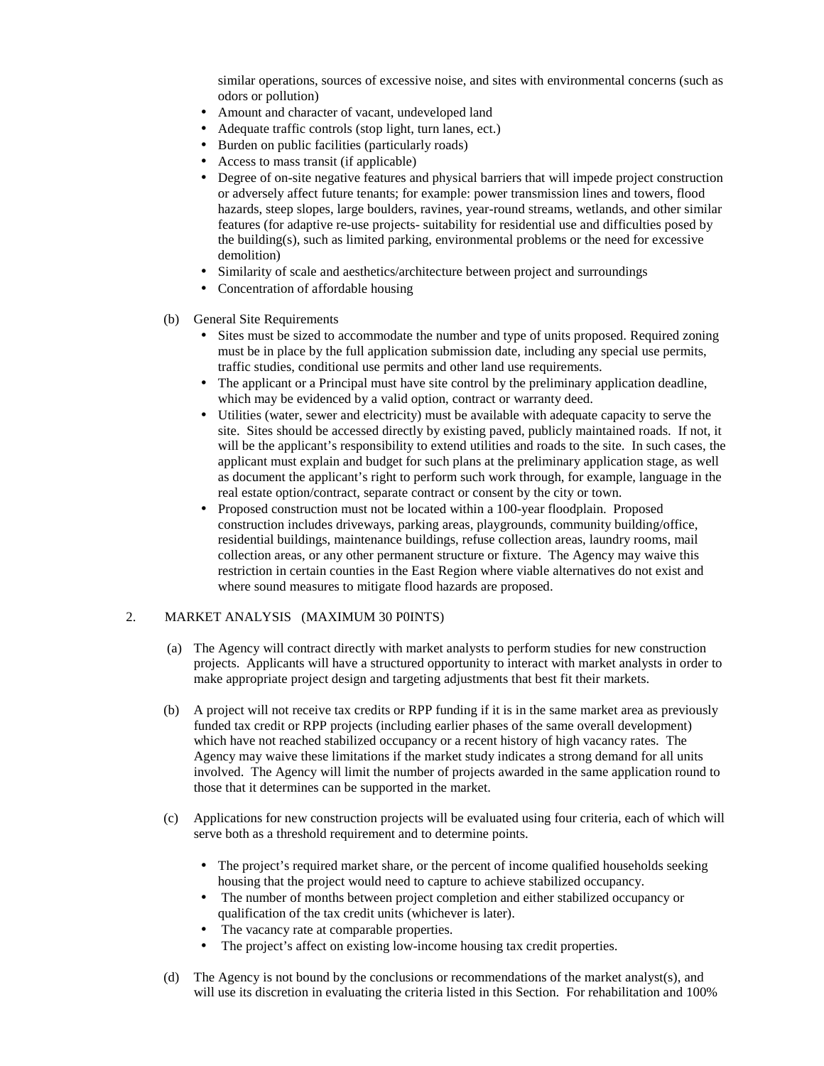similar operations, sources of excessive noise, and sites with environmental concerns (such as odors or pollution)

- Amount and character of vacant, undeveloped land
- Adequate traffic controls (stop light, turn lanes, ect.)
- Burden on public facilities (particularly roads)
- Access to mass transit (if applicable)
- Degree of on-site negative features and physical barriers that will impede project construction or adversely affect future tenants; for example: power transmission lines and towers, flood hazards, steep slopes, large boulders, ravines, year-round streams, wetlands, and other similar features (for adaptive re-use projects- suitability for residential use and difficulties posed by the building(s), such as limited parking, environmental problems or the need for excessive demolition)
- Similarity of scale and aesthetics/architecture between project and surroundings
- Concentration of affordable housing

(b) General Site Requirements

- Sites must be sized to accommodate the number and type of units proposed. Required zoning must be in place by the full application submission date, including any special use permits, traffic studies, conditional use permits and other land use requirements.
- The applicant or a Principal must have site control by the preliminary application deadline, which may be evidenced by a valid option, contract or warranty deed.
- Utilities (water, sewer and electricity) must be available with adequate capacity to serve the site. Sites should be accessed directly by existing paved, publicly maintained roads. If not, it will be the applicant's responsibility to extend utilities and roads to the site. In such cases, the applicant must explain and budget for such plans at the preliminary application stage, as well as document the applicant's right to perform such work through, for example, language in the real estate option/contract, separate contract or consent by the city or town.
- Proposed construction must not be located within a 100-year floodplain. Proposed construction includes driveways, parking areas, playgrounds, community building/office, residential buildings, maintenance buildings, refuse collection areas, laundry rooms, mail collection areas, or any other permanent structure or fixture. The Agency may waive this restriction in certain counties in the East Region where viable alternatives do not exist and where sound measures to mitigate flood hazards are proposed.

2. MARKET ANALYSIS (MAXIMUM 30 P0INTS)

(a) The Agency will contract directly with market analysts to perform studies for new construction projects. Applicants will have a structured opportunity to interact with market analysts in order to make appropriate project design and targeting adjustments that best fit their markets.

(b) A project will not receive tax credits or RPP funding if it is in the same market area as previously funded tax credit or RPP projects (including earlier phases of the same overall development) which have not reached stabilized occupancy or a recent history of high vacancy rates. The Agency may waive these limitations if the market study indicates a strong demand for all units involved. The Agency will limit the number of projects awarded in the same application round to those that it determines can be supported in the market.

(c) Applications for new construction projects will be evaluated using four criteria, each of which will serve both as a threshold requirement and to determine points.

- The project's required market share, or the percent of income qualified households seeking housing that the project would need to capture to achieve stabilized occupancy.
- The number of months between project completion and either stabilized occupancy or qualification of the tax credit units (whichever is later).
- The vacancy rate at comparable properties.
- The project's affect on existing low-income housing tax credit properties.

(d) The Agency is not bound by the conclusions or recommendations of the market analyst(s), and will use its discretion in evaluating the criteria listed in this Section. For rehabilitation and 100%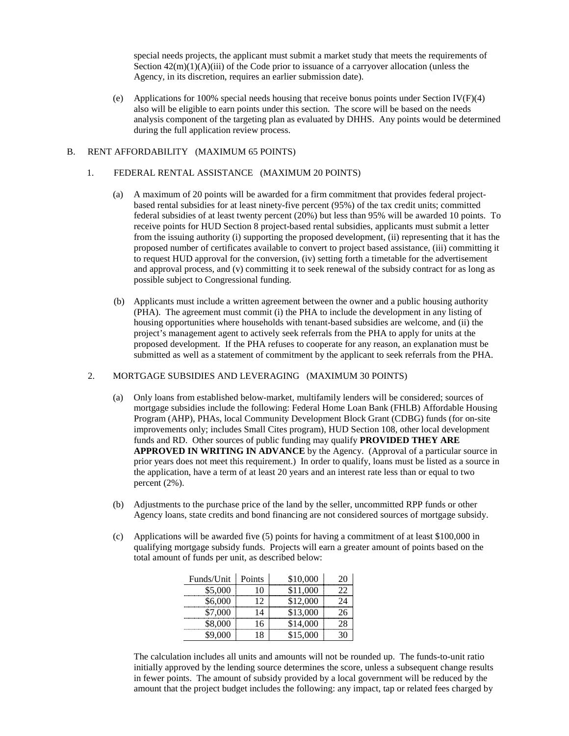special needs projects, the applicant must submit a market study that meets the requirements of Section 42(m)(1)(A)(iii) of the Code prior to issuance of a carryover allocation (unless the Agency, in its discretion, requires an earlier submission date).

(e) Applications for 100% special needs housing that receive bonus points under Section IV(F)(4) also will be eligible to earn points under this section. The score will be based on the needs analysis component of the targeting plan as evaluated by DHHS. Any points would be determined during the full application review process.

B. RENT AFFORDABILITY (MAXIMUM 65 POINTS)

1. FEDERAL RENTAL ASSISTANCE (MAXIMUM 20 POINTS)

(a) A maximum of 20 points will be awarded for a firm commitment that provides federal project-based rental subsidies for at least ninety-five percent (95%) of the tax credit units; committed federal subsidies of at least twenty percent (20%) but less than 95% will be awarded 10 points. To receive points for HUD Section 8 project-based rental subsidies, applicants must submit a letter from the issuing authority (i) supporting the proposed development, (ii) representing that it has the proposed number of certificates available to convert to project based assistance, (iii) committing it to request HUD approval for the conversion, (iv) setting forth a timetable for the advertisement and approval process, and (v) committing it to seek renewal of the subsidy contract for as long as possible subject to Congressional funding.

(b) Applicants must include a written agreement between the owner and a public housing authority (PHA). The agreement must commit (i) the PHA to include the development in any listing of housing opportunities where households with tenant-based subsidies are welcome, and (ii) the project's management agent to actively seek referrals from the PHA to apply for units at the proposed development. If the PHA refuses to cooperate for any reason, an explanation must be submitted as well as a statement of commitment by the applicant to seek referrals from the PHA.

2. MORTGAGE SUBSIDIES AND LEVERAGING (MAXIMUM 30 POINTS)

(a) Only loans from established below-market, multifamily lenders will be considered; sources of mortgage subsidies include the following: Federal Home Loan Bank (FHLB) Affordable Housing Program (AHP), PHAs, local Community Development Block Grant (CDBG) funds (for on-site improvements only; includes Small Cites program), HUD Section 108, other local development funds and RD. Other sources of public funding may qualify **PROVIDED THEY ARE APPROVED IN WRITING IN ADVANCE** by the Agency. (Approval of a particular source in prior years does not meet this requirement.) In order to qualify, loans must be listed as a source in the application, have a term of at least 20 years and an interest rate less than or equal to two percent (2%).

(b) Adjustments to the purchase price of the land by the seller, uncommitted RPP funds or other Agency loans, state credits and bond financing are not considered sources of mortgage subsidy.

(c) Applications will be awarded five (5) points for having a commitment of at least $100,000 in qualifying mortgage subsidy funds. Projects will earn a greater amount of points based on the total amount of funds per unit, as described below:

| Funds/Unit | Points | Funds/Unit | Points |
|---|---|---|---|
| $5,000 | 10 | $10,000 | 20 |
| $6,000 | 12 | $11,000 | 22 |
| $7,000 | 14 | $12,000 | 24 |
| $8,000 | 16 | $13,000 | 26 |
| $9,000 | 18 | $14,000 | 28 |
| | | $15,000 | 30 |

The calculation includes all units and amounts will not be rounded up. The funds-to-unit ratio initially approved by the lending source determines the score, unless a subsequent change results in fewer points. The amount of subsidy provided by a local government will be reduced by the amount that the project budget includes the following: any impact, tap or related fees charged by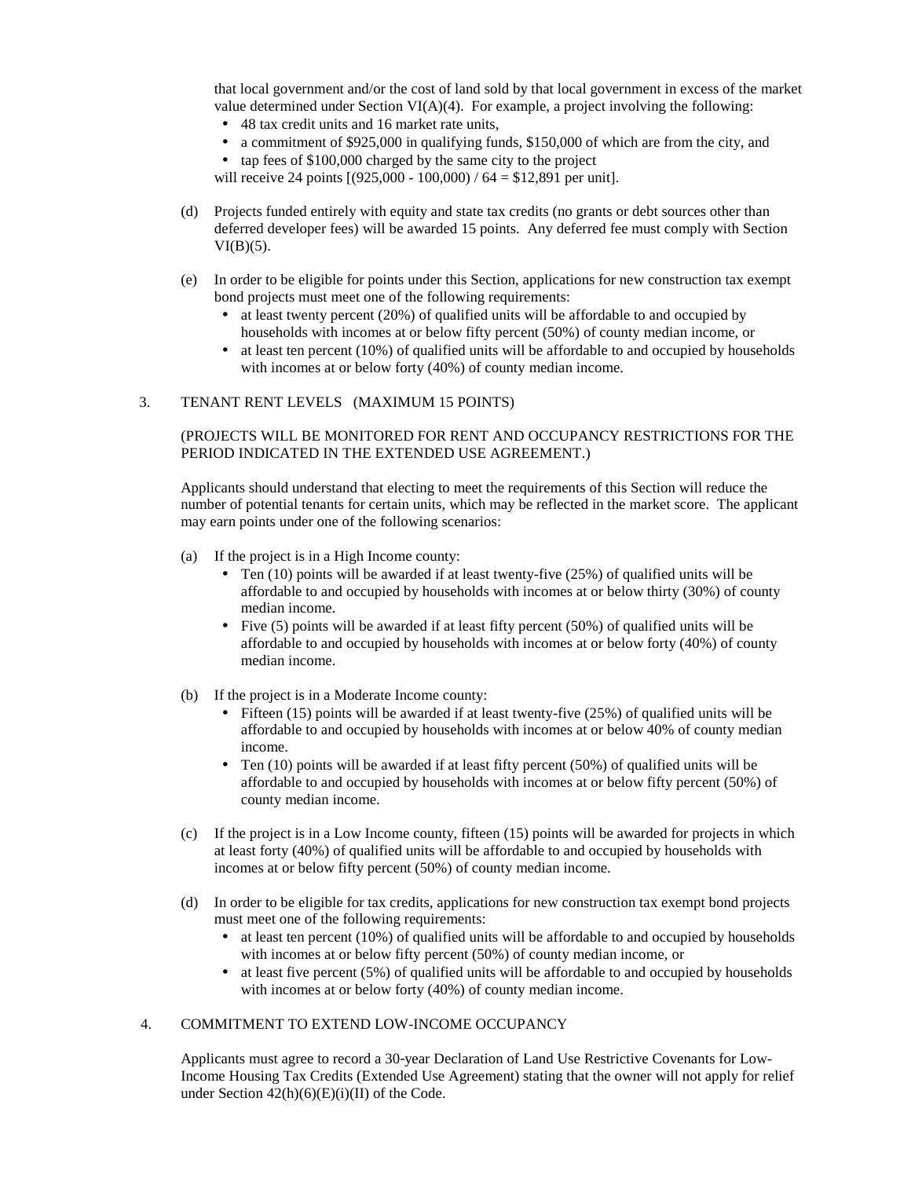that local government and/or the cost of land sold by that local government in excess of the market value determined under Section VI(A)(4). For example, a project involving the following:

- 48 tax credit units and 16 market rate units,
- a commitment of $925,000 in qualifying funds, $150,000 of which are from the city, and
- tap fees of $100,000 charged by the same city to the project

will receive 24 points [(925,000 - 100,000) / 64 = $12,891 per unit].

(d) Projects funded entirely with equity and state tax credits (no grants or debt sources other than deferred developer fees) will be awarded 15 points. Any deferred fee must comply with Section VI(B)(5).

(e) In order to be eligible for points under this Section, applications for new construction tax exempt bond projects must meet one of the following requirements:

- at least twenty percent (20%) of qualified units will be affordable to and occupied by households with incomes at or below fifty percent (50%) of county median income, or
- at least ten percent (10%) of qualified units will be affordable to and occupied by households with incomes at or below forty (40%) of county median income.

3. TENANT RENT LEVELS (MAXIMUM 15 POINTS)

(PROJECTS WILL BE MONITORED FOR RENT AND OCCUPANCY RESTRICTIONS FOR THE PERIOD INDICATED IN THE EXTENDED USE AGREEMENT.)

Applicants should understand that electing to meet the requirements of this Section will reduce the number of potential tenants for certain units, which may be reflected in the market score. The applicant may earn points under one of the following scenarios:

(a) If the project is in a High Income county:

- Ten (10) points will be awarded if at least twenty-five (25%) of qualified units will be affordable to and occupied by households with incomes at or below thirty (30%) of county median income.
- Five (5) points will be awarded if at least fifty percent (50%) of qualified units will be affordable to and occupied by households with incomes at or below forty (40%) of county median income.

(b) If the project is in a Moderate Income county:

- Fifteen (15) points will be awarded if at least twenty-five (25%) of qualified units will be affordable to and occupied by households with incomes at or below 40% of county median income.
- Ten (10) points will be awarded if at least fifty percent (50%) of qualified units will be affordable to and occupied by households with incomes at or below fifty percent (50%) of county median income.

(c) If the project is in a Low Income county, fifteen (15) points will be awarded for projects in which at least forty (40%) of qualified units will be affordable to and occupied by households with incomes at or below fifty percent (50%) of county median income.

(d) In order to be eligible for tax credits, applications for new construction tax exempt bond projects must meet one of the following requirements:

- at least ten percent (10%) of qualified units will be affordable to and occupied by households with incomes at or below fifty percent (50%) of county median income, or
- at least five percent (5%) of qualified units will be affordable to and occupied by households with incomes at or below forty (40%) of county median income.

4. COMMITMENT TO EXTEND LOW-INCOME OCCUPANCY

Applicants must agree to record a 30-year Declaration of Land Use Restrictive Covenants for Low-Income Housing Tax Credits (Extended Use Agreement) stating that the owner will not apply for relief under Section 42(h)(6)(E)(i)(II) of the Code.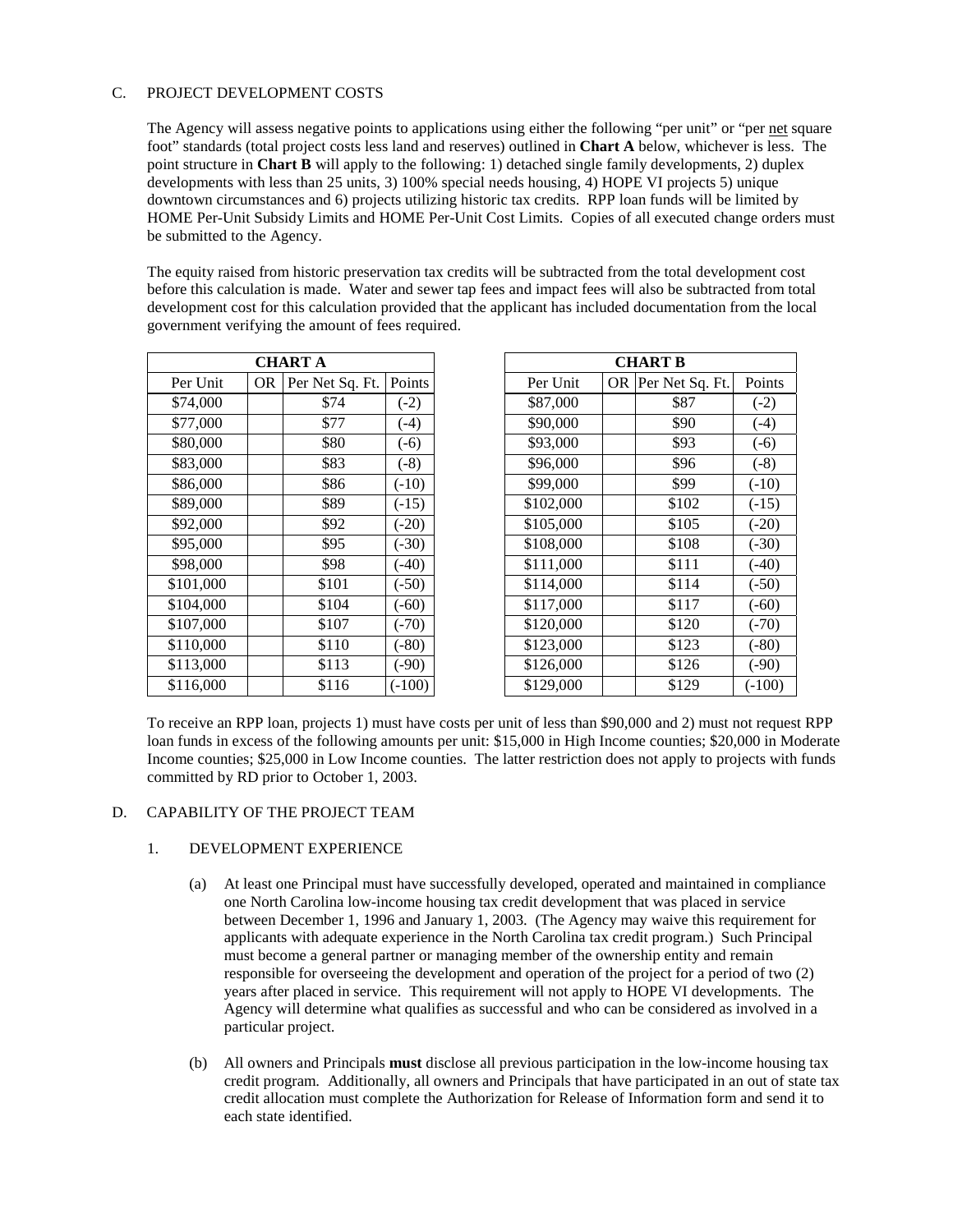## C. PROJECT DEVELOPMENT COSTS

The Agency will assess negative points to applications using either the following "per unit" or "per net square foot" standards (total project costs less land and reserves) outlined in **Chart A** below, whichever is less. The point structure in **Chart B** will apply to the following: 1) detached single family developments, 2) duplex developments with less than 25 units, 3) 100% special needs housing, 4) HOPE VI projects 5) unique downtown circumstances and 6) projects utilizing historic tax credits. RPP loan funds will be limited by HOME Per-Unit Subsidy Limits and HOME Per-Unit Cost Limits. Copies of all executed change orders must be submitted to the Agency.

The equity raised from historic preservation tax credits will be subtracted from the total development cost before this calculation is made. Water and sewer tap fees and impact fees will also be subtracted from total development cost for this calculation provided that the applicant has included documentation from the local government verifying the amount of fees required.

**CHART A**

| Per Unit | OR | Per Net Sq. Ft. | Points |
|---|---|---|---|
| $74,000 | | $74 | (-2) |
| $77,000 | | $77 | (-4) |
| $80,000 | | $80 | (-6) |
| $83,000 | | $83 | (-8) |
| $86,000 | | $86 | (-10) |
| $89,000 | | $89 | (-15) |
| $92,000 | | $92 | (-20) |
| $95,000 | | $95 | (-30) |
| $98,000 | | $98 | (-40) |
| $101,000 | | $101 | (-50) |
| $104,000 | | $104 | (-60) |
| $107,000 | | $107 | (-70) |
| $110,000 | | $110 | (-80) |
| $113,000 | | $113 | (-90) |
| $116,000 | | $116 | (-100) |

**CHART B**

| Per Unit | OR | Per Net Sq. Ft. | Points |
|---|---|---|---|
| $87,000 | | $87 | (-2) |
| $90,000 | | $90 | (-4) |
| $93,000 | | $93 | (-6) |
| $96,000 | | $96 | (-8) |
| $99,000 | | $99 | (-10) |
| $102,000 | | $102 | (-15) |
| $105,000 | | $105 | (-20) |
| $108,000 | | $108 | (-30) |
| $111,000 | | $111 | (-40) |
| $114,000 | | $114 | (-50) |
| $117,000 | | $117 | (-60) |
| $120,000 | | $120 | (-70) |
| $123,000 | | $123 | (-80) |
| $126,000 | | $126 | (-90) |
| $129,000 | | $129 | (-100) |

To receive an RPP loan, projects 1) must have costs per unit of less than $90,000 and 2) must not request RPP loan funds in excess of the following amounts per unit: $15,000 in High Income counties; $20,000 in Moderate Income counties; $25,000 in Low Income counties. The latter restriction does not apply to projects with funds committed by RD prior to October 1, 2003.

## D. CAPABILITY OF THE PROJECT TEAM

### 1. DEVELOPMENT EXPERIENCE

(a) At least one Principal must have successfully developed, operated and maintained in compliance one North Carolina low-income housing tax credit development that was placed in service between December 1, 1996 and January 1, 2003. (The Agency may waive this requirement for applicants with adequate experience in the North Carolina tax credit program.) Such Principal must become a general partner or managing member of the ownership entity and remain responsible for overseeing the development and operation of the project for a period of two (2) years after placed in service. This requirement will not apply to HOPE VI developments. The Agency will determine what qualifies as successful and who can be considered as involved in a particular project.

(b) All owners and Principals **must** disclose all previous participation in the low-income housing tax credit program. Additionally, all owners and Principals that have participated in an out of state tax credit allocation must complete the Authorization for Release of Information form and send it to each state identified.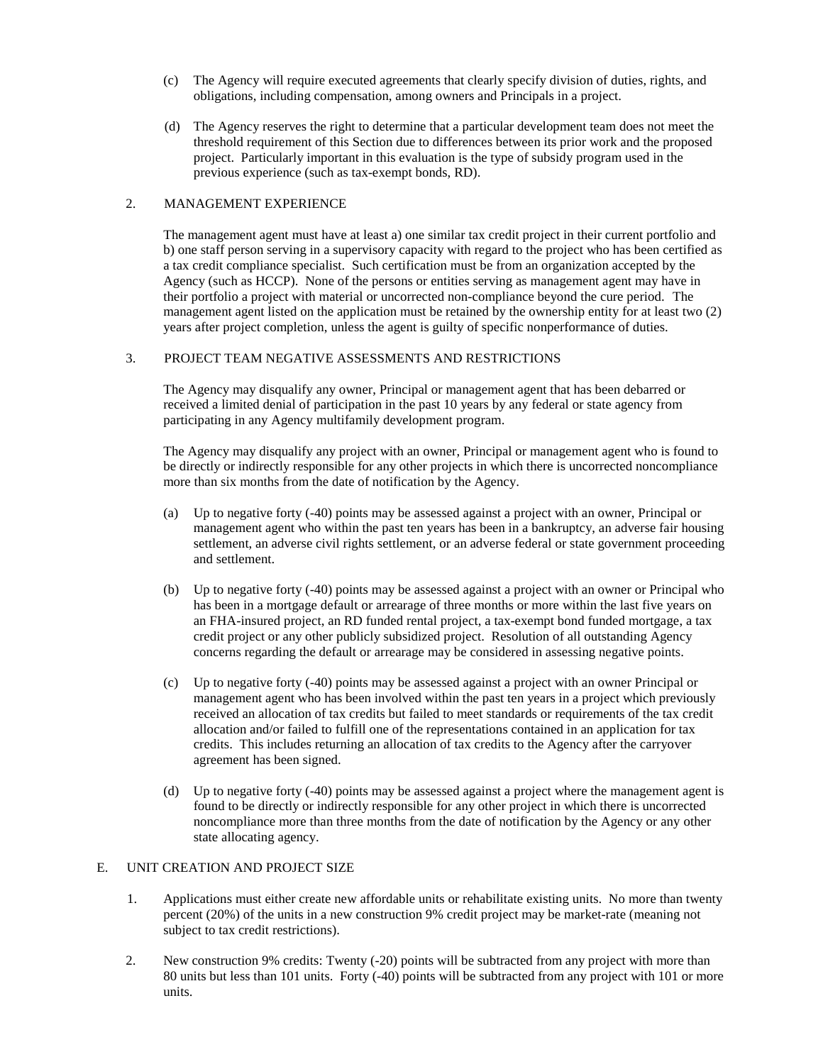(c) The Agency will require executed agreements that clearly specify division of duties, rights, and obligations, including compensation, among owners and Principals in a project.

(d) The Agency reserves the right to determine that a particular development team does not meet the threshold requirement of this Section due to differences between its prior work and the proposed project. Particularly important in this evaluation is the type of subsidy program used in the previous experience (such as tax-exempt bonds, RD).

2. MANAGEMENT EXPERIENCE

The management agent must have at least a) one similar tax credit project in their current portfolio and b) one staff person serving in a supervisory capacity with regard to the project who has been certified as a tax credit compliance specialist. Such certification must be from an organization accepted by the Agency (such as HCCP). None of the persons or entities serving as management agent may have in their portfolio a project with material or uncorrected non-compliance beyond the cure period. The management agent listed on the application must be retained by the ownership entity for at least two (2) years after project completion, unless the agent is guilty of specific nonperformance of duties.

3. PROJECT TEAM NEGATIVE ASSESSMENTS AND RESTRICTIONS

The Agency may disqualify any owner, Principal or management agent that has been debarred or received a limited denial of participation in the past 10 years by any federal or state agency from participating in any Agency multifamily development program.

The Agency may disqualify any project with an owner, Principal or management agent who is found to be directly or indirectly responsible for any other projects in which there is uncorrected noncompliance more than six months from the date of notification by the Agency.

(a) Up to negative forty (-40) points may be assessed against a project with an owner, Principal or management agent who within the past ten years has been in a bankruptcy, an adverse fair housing settlement, an adverse civil rights settlement, or an adverse federal or state government proceeding and settlement.

(b) Up to negative forty (-40) points may be assessed against a project with an owner or Principal who has been in a mortgage default or arrearage of three months or more within the last five years on an FHA-insured project, an RD funded rental project, a tax-exempt bond funded mortgage, a tax credit project or any other publicly subsidized project. Resolution of all outstanding Agency concerns regarding the default or arrearage may be considered in assessing negative points.

(c) Up to negative forty (-40) points may be assessed against a project with an owner Principal or management agent who has been involved within the past ten years in a project which previously received an allocation of tax credits but failed to meet standards or requirements of the tax credit allocation and/or failed to fulfill one of the representations contained in an application for tax credits. This includes returning an allocation of tax credits to the Agency after the carryover agreement has been signed.

(d) Up to negative forty (-40) points may be assessed against a project where the management agent is found to be directly or indirectly responsible for any other project in which there is uncorrected noncompliance more than three months from the date of notification by the Agency or any other state allocating agency.

E. UNIT CREATION AND PROJECT SIZE

1. Applications must either create new affordable units or rehabilitate existing units. No more than twenty percent (20%) of the units in a new construction 9% credit project may be market-rate (meaning not subject to tax credit restrictions).

2. New construction 9% credits: Twenty (-20) points will be subtracted from any project with more than 80 units but less than 101 units. Forty (-40) points will be subtracted from any project with 101 or more units.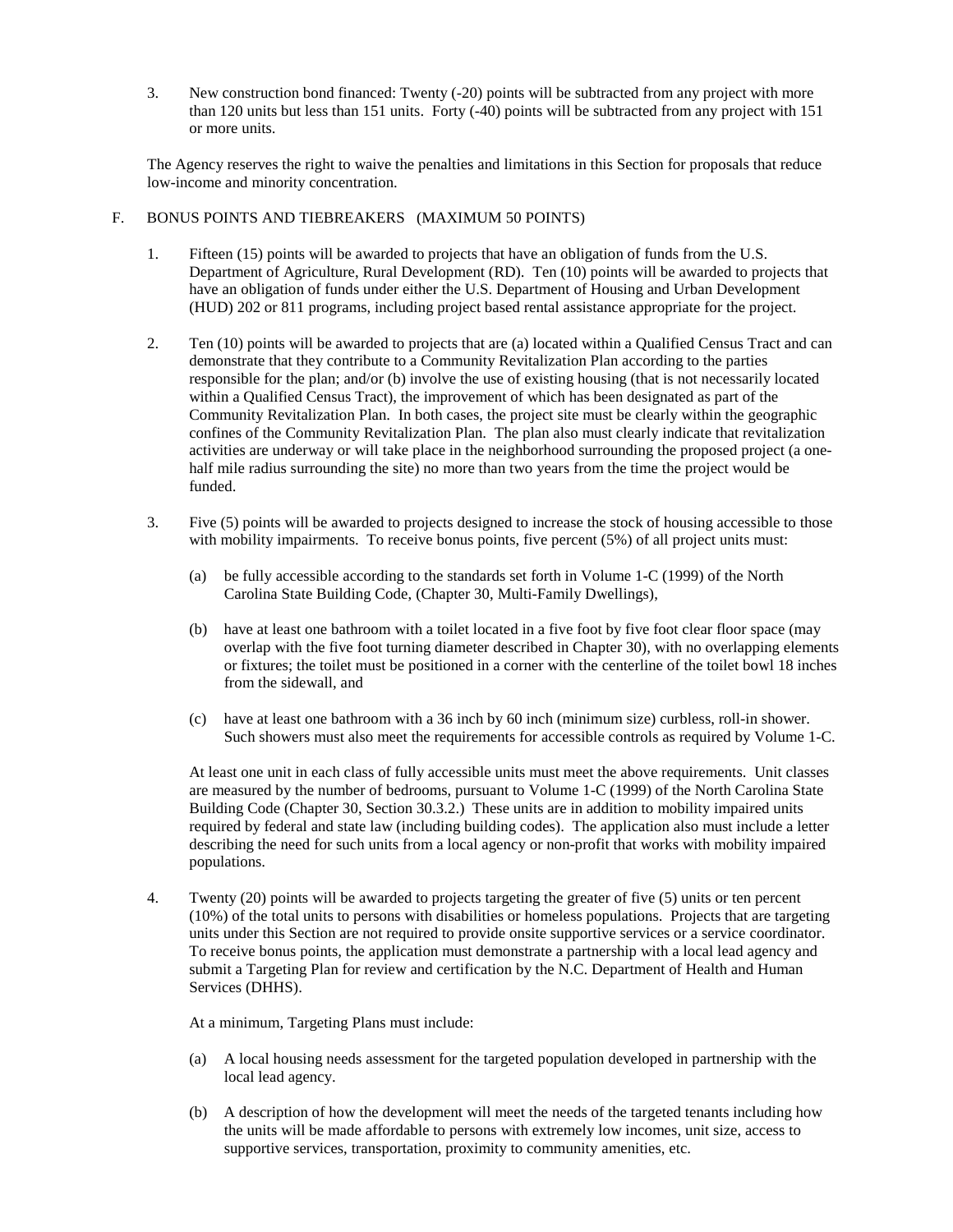3. New construction bond financed: Twenty (-20) points will be subtracted from any project with more than 120 units but less than 151 units. Forty (-40) points will be subtracted from any project with 151 or more units.

The Agency reserves the right to waive the penalties and limitations in this Section for proposals that reduce low-income and minority concentration.

F. BONUS POINTS AND TIEBREAKERS (MAXIMUM 50 POINTS)

1. Fifteen (15) points will be awarded to projects that have an obligation of funds from the U.S. Department of Agriculture, Rural Development (RD). Ten (10) points will be awarded to projects that have an obligation of funds under either the U.S. Department of Housing and Urban Development (HUD) 202 or 811 programs, including project based rental assistance appropriate for the project.

2. Ten (10) points will be awarded to projects that are (a) located within a Qualified Census Tract and can demonstrate that they contribute to a Community Revitalization Plan according to the parties responsible for the plan; and/or (b) involve the use of existing housing (that is not necessarily located within a Qualified Census Tract), the improvement of which has been designated as part of the Community Revitalization Plan. In both cases, the project site must be clearly within the geographic confines of the Community Revitalization Plan. The plan also must clearly indicate that revitalization activities are underway or will take place in the neighborhood surrounding the proposed project (a one-half mile radius surrounding the site) no more than two years from the time the project would be funded.

3. Five (5) points will be awarded to projects designed to increase the stock of housing accessible to those with mobility impairments. To receive bonus points, five percent (5%) of all project units must:

   (a) be fully accessible according to the standards set forth in Volume 1-C (1999) of the North Carolina State Building Code, (Chapter 30, Multi-Family Dwellings),

   (b) have at least one bathroom with a toilet located in a five foot by five foot clear floor space (may overlap with the five foot turning diameter described in Chapter 30), with no overlapping elements or fixtures; the toilet must be positioned in a corner with the centerline of the toilet bowl 18 inches from the sidewall, and

   (c) have at least one bathroom with a 36 inch by 60 inch (minimum size) curbless, roll-in shower. Such showers must also meet the requirements for accessible controls as required by Volume 1-C.

   At least one unit in each class of fully accessible units must meet the above requirements. Unit classes are measured by the number of bedrooms, pursuant to Volume 1-C (1999) of the North Carolina State Building Code (Chapter 30, Section 30.3.2.) These units are in addition to mobility impaired units required by federal and state law (including building codes). The application also must include a letter describing the need for such units from a local agency or non-profit that works with mobility impaired populations.

4. Twenty (20) points will be awarded to projects targeting the greater of five (5) units or ten percent (10%) of the total units to persons with disabilities or homeless populations. Projects that are targeting units under this Section are not required to provide onsite supportive services or a service coordinator. To receive bonus points, the application must demonstrate a partnership with a local lead agency and submit a Targeting Plan for review and certification by the N.C. Department of Health and Human Services (DHHS).

   At a minimum, Targeting Plans must include:

   (a) A local housing needs assessment for the targeted population developed in partnership with the local lead agency.

   (b) A description of how the development will meet the needs of the targeted tenants including how the units will be made affordable to persons with extremely low incomes, unit size, access to supportive services, transportation, proximity to community amenities, etc.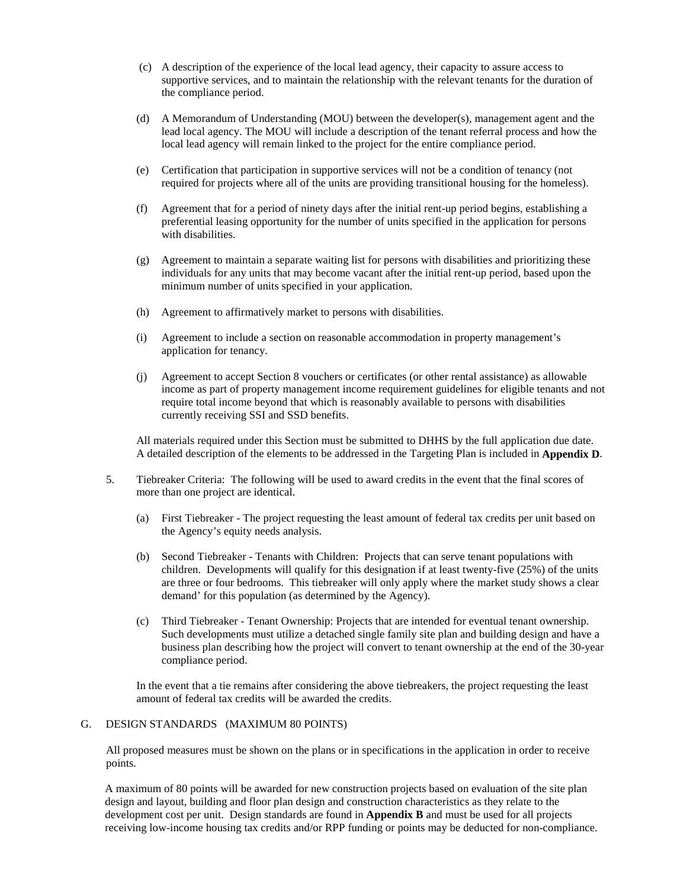(c) A description of the experience of the local lead agency, their capacity to assure access to supportive services, and to maintain the relationship with the relevant tenants for the duration of the compliance period.

(d) A Memorandum of Understanding (MOU) between the developer(s), management agent and the lead local agency. The MOU will include a description of the tenant referral process and how the local lead agency will remain linked to the project for the entire compliance period.

(e) Certification that participation in supportive services will not be a condition of tenancy (not required for projects where all of the units are providing transitional housing for the homeless).

(f) Agreement that for a period of ninety days after the initial rent-up period begins, establishing a preferential leasing opportunity for the number of units specified in the application for persons with disabilities.

(g) Agreement to maintain a separate waiting list for persons with disabilities and prioritizing these individuals for any units that may become vacant after the initial rent-up period, based upon the minimum number of units specified in your application.

(h) Agreement to affirmatively market to persons with disabilities.

(i) Agreement to include a section on reasonable accommodation in property management's application for tenancy.

(j) Agreement to accept Section 8 vouchers or certificates (or other rental assistance) as allowable income as part of property management income requirement guidelines for eligible tenants and not require total income beyond that which is reasonably available to persons with disabilities currently receiving SSI and SSD benefits.

All materials required under this Section must be submitted to DHHS by the full application due date. A detailed description of the elements to be addressed in the Targeting Plan is included in **Appendix D**.

5. Tiebreaker Criteria: The following will be used to award credits in the event that the final scores of more than one project are identical.

   (a) First Tiebreaker - The project requesting the least amount of federal tax credits per unit based on the Agency's equity needs analysis.

   (b) Second Tiebreaker - Tenants with Children: Projects that can serve tenant populations with children. Developments will qualify for this designation if at least twenty-five (25%) of the units are three or four bedrooms. This tiebreaker will only apply where the market study shows a clear demand' for this population (as determined by the Agency).

   (c) Third Tiebreaker - Tenant Ownership: Projects that are intended for eventual tenant ownership. Such developments must utilize a detached single family site plan and building design and have a business plan describing how the project will convert to tenant ownership at the end of the 30-year compliance period.

   In the event that a tie remains after considering the above tiebreakers, the project requesting the least amount of federal tax credits will be awarded the credits.

## G. DESIGN STANDARDS (MAXIMUM 80 POINTS)

All proposed measures must be shown on the plans or in specifications in the application in order to receive points.

A maximum of 80 points will be awarded for new construction projects based on evaluation of the site plan design and layout, building and floor plan design and construction characteristics as they relate to the development cost per unit. Design standards are found in **Appendix B** and must be used for all projects receiving low-income housing tax credits and/or RPP funding or points may be deducted for non-compliance.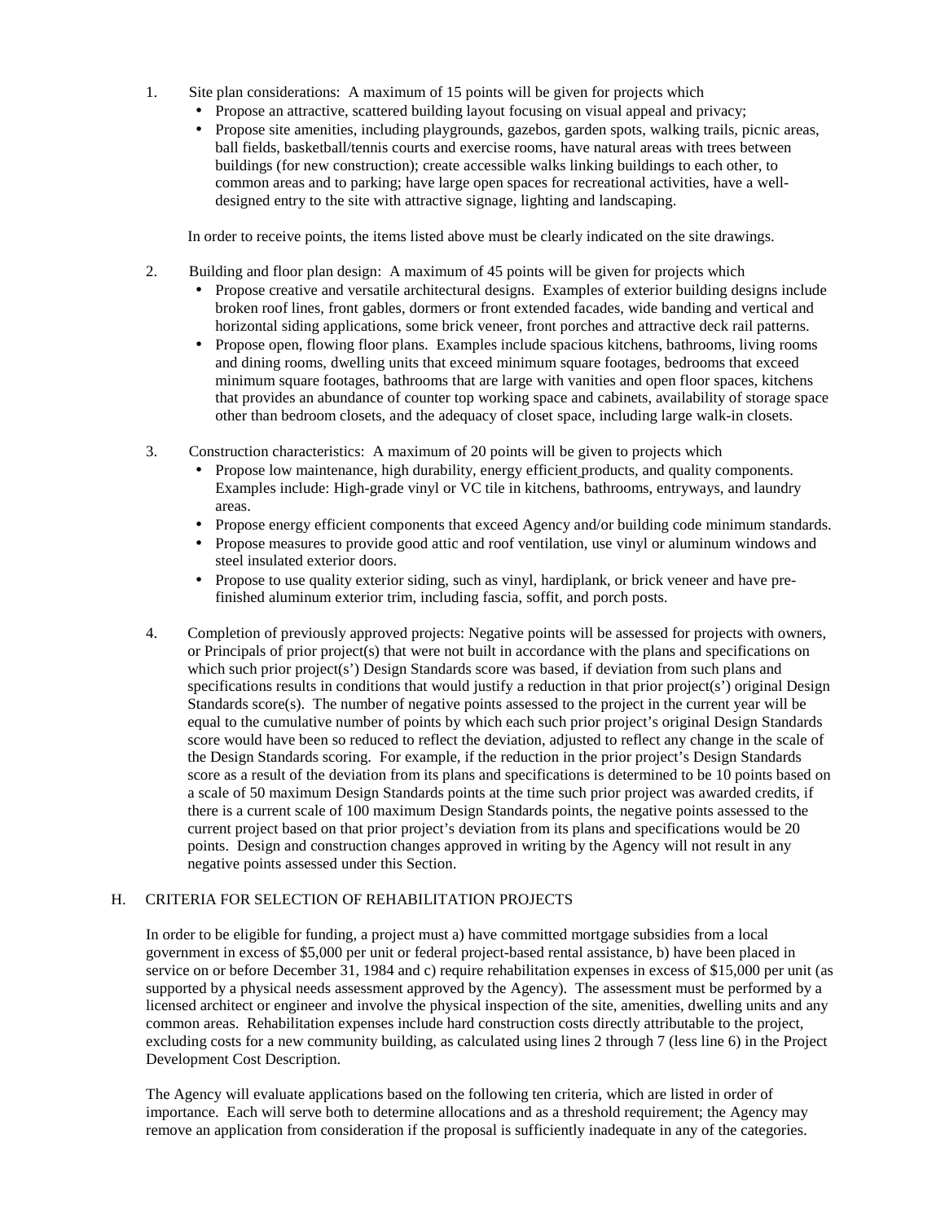1. Site plan considerations: A maximum of 15 points will be given for projects which
   - Propose an attractive, scattered building layout focusing on visual appeal and privacy;
   - Propose site amenities, including playgrounds, gazebos, garden spots, walking trails, picnic areas, ball fields, basketball/tennis courts and exercise rooms, have natural areas with trees between buildings (for new construction); create accessible walks linking buildings to each other, to common areas and to parking; have large open spaces for recreational activities, have a well-designed entry to the site with attractive signage, lighting and landscaping.

   In order to receive points, the items listed above must be clearly indicated on the site drawings.

2. Building and floor plan design: A maximum of 45 points will be given for projects which
   - Propose creative and versatile architectural designs. Examples of exterior building designs include broken roof lines, front gables, dormers or front extended facades, wide banding and vertical and horizontal siding applications, some brick veneer, front porches and attractive deck rail patterns.
   - Propose open, flowing floor plans. Examples include spacious kitchens, bathrooms, living rooms and dining rooms, dwelling units that exceed minimum square footages, bedrooms that exceed minimum square footages, bathrooms that are large with vanities and open floor spaces, kitchens that provides an abundance of counter top working space and cabinets, availability of storage space other than bedroom closets, and the adequacy of closet space, including large walk-in closets.

3. Construction characteristics: A maximum of 20 points will be given to projects which
   - Propose low maintenance, high durability, energy efficient products, and quality components. Examples include: High-grade vinyl or VC tile in kitchens, bathrooms, entryways, and laundry areas.
   - Propose energy efficient components that exceed Agency and/or building code minimum standards.
   - Propose measures to provide good attic and roof ventilation, use vinyl or aluminum windows and steel insulated exterior doors.
   - Propose to use quality exterior siding, such as vinyl, hardiplank, or brick veneer and have pre-finished aluminum exterior trim, including fascia, soffit, and porch posts.

4. Completion of previously approved projects: Negative points will be assessed for projects with owners, or Principals of prior project(s) that were not built in accordance with the plans and specifications on which such prior project(s') Design Standards score was based, if deviation from such plans and specifications results in conditions that would justify a reduction in that prior project(s') original Design Standards score(s). The number of negative points assessed to the project in the current year will be equal to the cumulative number of points by which each such prior project's original Design Standards score would have been so reduced to reflect the deviation, adjusted to reflect any change in the scale of the Design Standards scoring. For example, if the reduction in the prior project's Design Standards score as a result of the deviation from its plans and specifications is determined to be 10 points based on a scale of 50 maximum Design Standards points at the time such prior project was awarded credits, if there is a current scale of 100 maximum Design Standards points, the negative points assessed to the current project based on that prior project's deviation from its plans and specifications would be 20 points. Design and construction changes approved in writing by the Agency will not result in any negative points assessed under this Section.

## H. CRITERIA FOR SELECTION OF REHABILITATION PROJECTS

In order to be eligible for funding, a project must a) have committed mortgage subsidies from a local government in excess of $5,000 per unit or federal project-based rental assistance, b) have been placed in service on or before December 31, 1984 and c) require rehabilitation expenses in excess of $15,000 per unit (as supported by a physical needs assessment approved by the Agency). The assessment must be performed by a licensed architect or engineer and involve the physical inspection of the site, amenities, dwelling units and any common areas. Rehabilitation expenses include hard construction costs directly attributable to the project, excluding costs for a new community building, as calculated using lines 2 through 7 (less line 6) in the Project Development Cost Description.

The Agency will evaluate applications based on the following ten criteria, which are listed in order of importance. Each will serve both to determine allocations and as a threshold requirement; the Agency may remove an application from consideration if the proposal is sufficiently inadequate in any of the categories.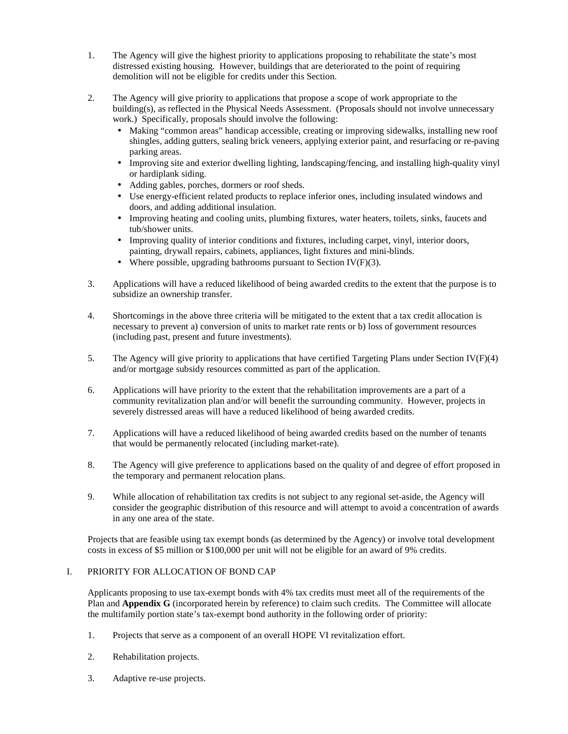1. The Agency will give the highest priority to applications proposing to rehabilitate the state's most distressed existing housing. However, buildings that are deteriorated to the point of requiring demolition will not be eligible for credits under this Section.

2. The Agency will give priority to applications that propose a scope of work appropriate to the building(s), as reflected in the Physical Needs Assessment. (Proposals should not involve unnecessary work.) Specifically, proposals should involve the following:
   - Making "common areas" handicap accessible, creating or improving sidewalks, installing new roof shingles, adding gutters, sealing brick veneers, applying exterior paint, and resurfacing or re-paving parking areas.
   - Improving site and exterior dwelling lighting, landscaping/fencing, and installing high-quality vinyl or hardiplank siding.
   - Adding gables, porches, dormers or roof sheds.
   - Use energy-efficient related products to replace inferior ones, including insulated windows and doors, and adding additional insulation.
   - Improving heating and cooling units, plumbing fixtures, water heaters, toilets, sinks, faucets and tub/shower units.
   - Improving quality of interior conditions and fixtures, including carpet, vinyl, interior doors, painting, drywall repairs, cabinets, appliances, light fixtures and mini-blinds.
   - Where possible, upgrading bathrooms pursuant to Section IV(F)(3).

3. Applications will have a reduced likelihood of being awarded credits to the extent that the purpose is to subsidize an ownership transfer.

4. Shortcomings in the above three criteria will be mitigated to the extent that a tax credit allocation is necessary to prevent a) conversion of units to market rate rents or b) loss of government resources (including past, present and future investments).

5. The Agency will give priority to applications that have certified Targeting Plans under Section IV(F)(4) and/or mortgage subsidy resources committed as part of the application.

6. Applications will have priority to the extent that the rehabilitation improvements are a part of a community revitalization plan and/or will benefit the surrounding community. However, projects in severely distressed areas will have a reduced likelihood of being awarded credits.

7. Applications will have a reduced likelihood of being awarded credits based on the number of tenants that would be permanently relocated (including market-rate).

8. The Agency will give preference to applications based on the quality of and degree of effort proposed in the temporary and permanent relocation plans.

9. While allocation of rehabilitation tax credits is not subject to any regional set-aside, the Agency will consider the geographic distribution of this resource and will attempt to avoid a concentration of awards in any one area of the state.

Projects that are feasible using tax exempt bonds (as determined by the Agency) or involve total development costs in excess of $5 million or $100,000 per unit will not be eligible for an award of 9% credits.

## I. PRIORITY FOR ALLOCATION OF BOND CAP

Applicants proposing to use tax-exempt bonds with 4% tax credits must meet all of the requirements of the Plan and **Appendix G** (incorporated herein by reference) to claim such credits. The Committee will allocate the multifamily portion state's tax-exempt bond authority in the following order of priority:

1. Projects that serve as a component of an overall HOPE VI revitalization effort.

2. Rehabilitation projects.

3. Adaptive re-use projects.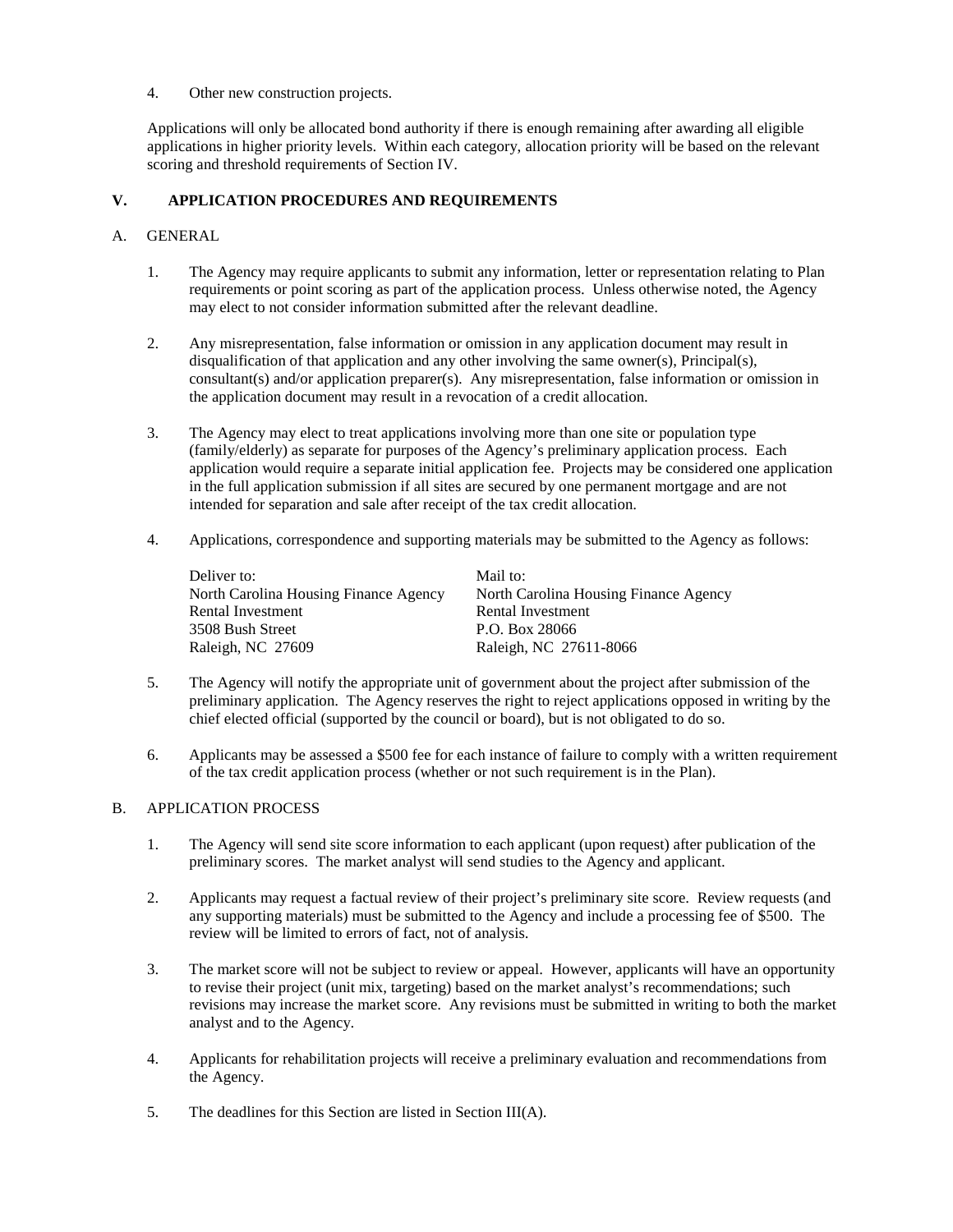4. Other new construction projects.

Applications will only be allocated bond authority if there is enough remaining after awarding all eligible applications in higher priority levels. Within each category, allocation priority will be based on the relevant scoring and threshold requirements of Section IV.

## V. APPLICATION PROCEDURES AND REQUIREMENTS

### A. GENERAL

1. The Agency may require applicants to submit any information, letter or representation relating to Plan requirements or point scoring as part of the application process. Unless otherwise noted, the Agency may elect to not consider information submitted after the relevant deadline.

2. Any misrepresentation, false information or omission in any application document may result in disqualification of that application and any other involving the same owner(s), Principal(s), consultant(s) and/or application preparer(s). Any misrepresentation, false information or omission in the application document may result in a revocation of a credit allocation.

3. The Agency may elect to treat applications involving more than one site or population type (family/elderly) as separate for purposes of the Agency's preliminary application process. Each application would require a separate initial application fee. Projects may be considered one application in the full application submission if all sites are secured by one permanent mortgage and are not intended for separation and sale after receipt of the tax credit allocation.

4. Applications, correspondence and supporting materials may be submitted to the Agency as follows:

   Deliver to:
   North Carolina Housing Finance Agency
   Rental Investment
   3508 Bush Street
   Raleigh, NC 27609

   Mail to:
   North Carolina Housing Finance Agency
   Rental Investment
   P.O. Box 28066
   Raleigh, NC 27611-8066

5. The Agency will notify the appropriate unit of government about the project after submission of the preliminary application. The Agency reserves the right to reject applications opposed in writing by the chief elected official (supported by the council or board), but is not obligated to do so.

6. Applicants may be assessed a $500 fee for each instance of failure to comply with a written requirement of the tax credit application process (whether or not such requirement is in the Plan).

### B. APPLICATION PROCESS

1. The Agency will send site score information to each applicant (upon request) after publication of the preliminary scores. The market analyst will send studies to the Agency and applicant.

2. Applicants may request a factual review of their project's preliminary site score. Review requests (and any supporting materials) must be submitted to the Agency and include a processing fee of $500. The review will be limited to errors of fact, not of analysis.

3. The market score will not be subject to review or appeal. However, applicants will have an opportunity to revise their project (unit mix, targeting) based on the market analyst's recommendations; such revisions may increase the market score. Any revisions must be submitted in writing to both the market analyst and to the Agency.

4. Applicants for rehabilitation projects will receive a preliminary evaluation and recommendations from the Agency.

5. The deadlines for this Section are listed in Section III(A).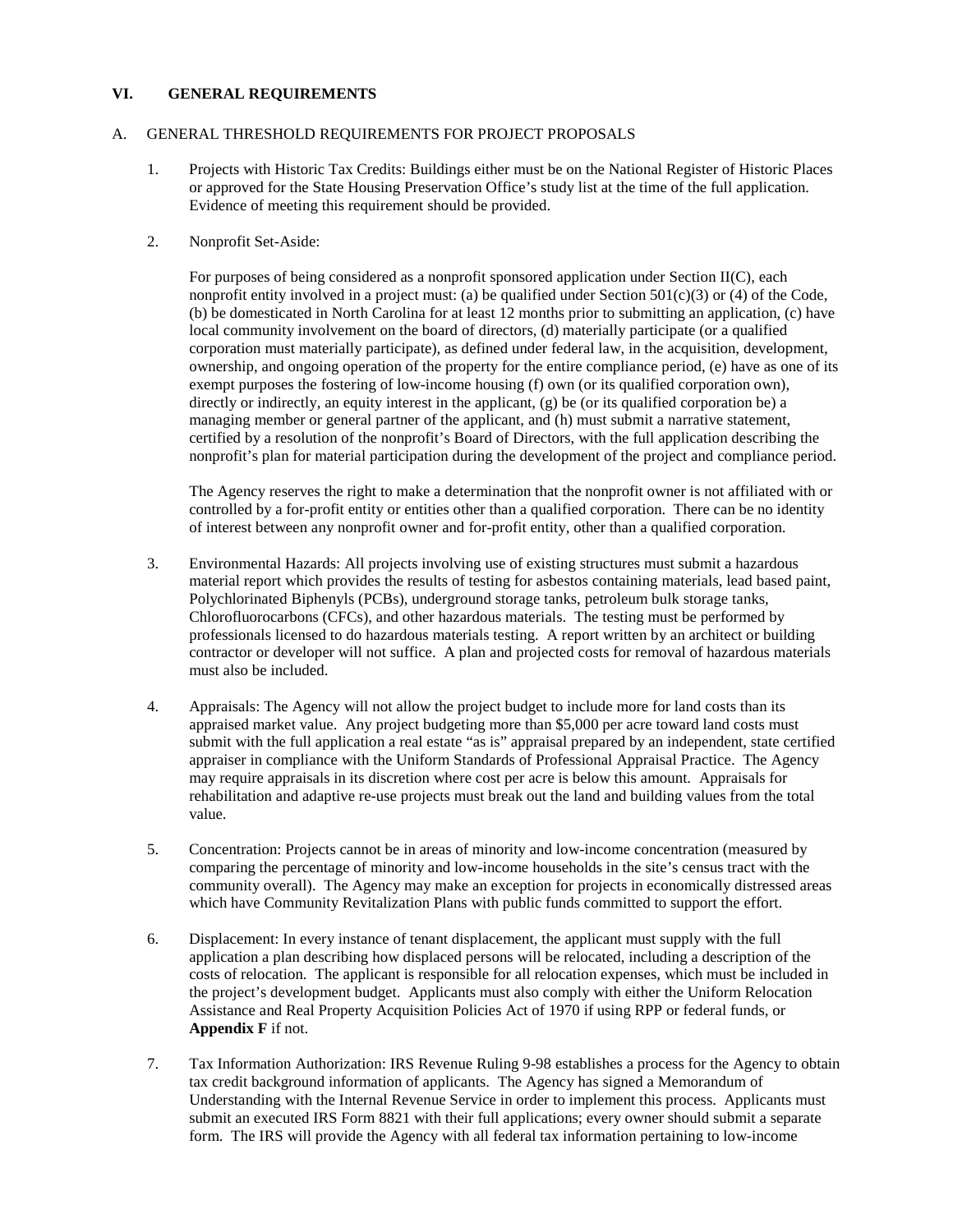## VI. GENERAL REQUIREMENTS

### A. GENERAL THRESHOLD REQUIREMENTS FOR PROJECT PROPOSALS

1. Projects with Historic Tax Credits: Buildings either must be on the National Register of Historic Places or approved for the State Housing Preservation Office's study list at the time of the full application. Evidence of meeting this requirement should be provided.

2. Nonprofit Set-Aside:

   For purposes of being considered as a nonprofit sponsored application under Section II(C), each nonprofit entity involved in a project must: (a) be qualified under Section 501(c)(3) or (4) of the Code, (b) be domesticated in North Carolina for at least 12 months prior to submitting an application, (c) have local community involvement on the board of directors, (d) materially participate (or a qualified corporation must materially participate), as defined under federal law, in the acquisition, development, ownership, and ongoing operation of the property for the entire compliance period, (e) have as one of its exempt purposes the fostering of low-income housing (f) own (or its qualified corporation own), directly or indirectly, an equity interest in the applicant, (g) be (or its qualified corporation be) a managing member or general partner of the applicant, and (h) must submit a narrative statement, certified by a resolution of the nonprofit's Board of Directors, with the full application describing the nonprofit's plan for material participation during the development of the project and compliance period.

   The Agency reserves the right to make a determination that the nonprofit owner is not affiliated with or controlled by a for-profit entity or entities other than a qualified corporation. There can be no identity of interest between any nonprofit owner and for-profit entity, other than a qualified corporation.

3. Environmental Hazards: All projects involving use of existing structures must submit a hazardous material report which provides the results of testing for asbestos containing materials, lead based paint, Polychlorinated Biphenyls (PCBs), underground storage tanks, petroleum bulk storage tanks, Chlorofluorocarbons (CFCs), and other hazardous materials. The testing must be performed by professionals licensed to do hazardous materials testing. A report written by an architect or building contractor or developer will not suffice. A plan and projected costs for removal of hazardous materials must also be included.

4. Appraisals: The Agency will not allow the project budget to include more for land costs than its appraised market value. Any project budgeting more than $5,000 per acre toward land costs must submit with the full application a real estate "as is" appraisal prepared by an independent, state certified appraiser in compliance with the Uniform Standards of Professional Appraisal Practice. The Agency may require appraisals in its discretion where cost per acre is below this amount. Appraisals for rehabilitation and adaptive re-use projects must break out the land and building values from the total value.

5. Concentration: Projects cannot be in areas of minority and low-income concentration (measured by comparing the percentage of minority and low-income households in the site's census tract with the community overall). The Agency may make an exception for projects in economically distressed areas which have Community Revitalization Plans with public funds committed to support the effort.

6. Displacement: In every instance of tenant displacement, the applicant must supply with the full application a plan describing how displaced persons will be relocated, including a description of the costs of relocation. The applicant is responsible for all relocation expenses, which must be included in the project's development budget. Applicants must also comply with either the Uniform Relocation Assistance and Real Property Acquisition Policies Act of 1970 if using RPP or federal funds, or **Appendix F** if not.

7. Tax Information Authorization: IRS Revenue Ruling 9-98 establishes a process for the Agency to obtain tax credit background information of applicants. The Agency has signed a Memorandum of Understanding with the Internal Revenue Service in order to implement this process. Applicants must submit an executed IRS Form 8821 with their full applications; every owner should submit a separate form. The IRS will provide the Agency with all federal tax information pertaining to low-income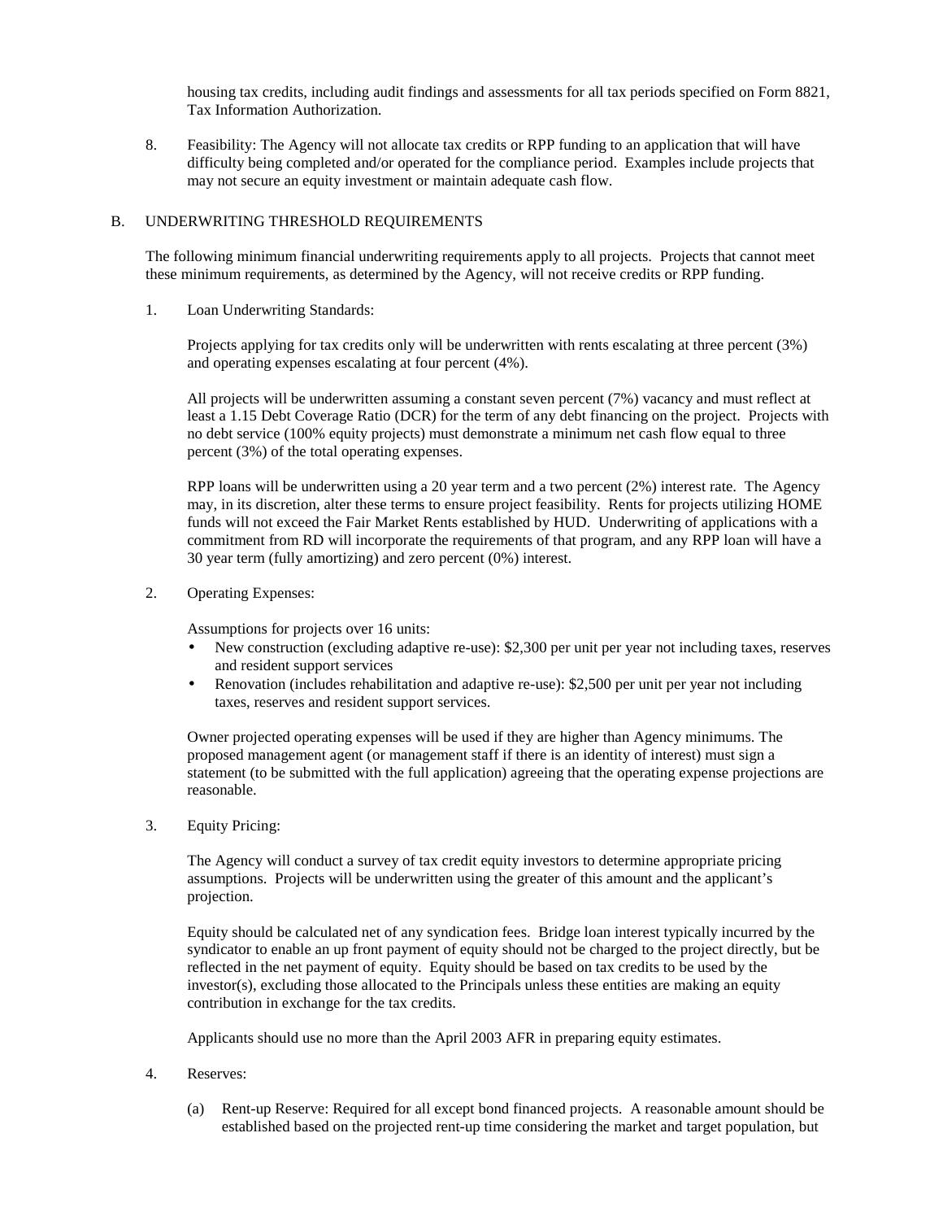housing tax credits, including audit findings and assessments for all tax periods specified on Form 8821, Tax Information Authorization.

8. Feasibility: The Agency will not allocate tax credits or RPP funding to an application that will have difficulty being completed and/or operated for the compliance period. Examples include projects that may not secure an equity investment or maintain adequate cash flow.

B. UNDERWRITING THRESHOLD REQUIREMENTS

The following minimum financial underwriting requirements apply to all projects. Projects that cannot meet these minimum requirements, as determined by the Agency, will not receive credits or RPP funding.

1. Loan Underwriting Standards:

   Projects applying for tax credits only will be underwritten with rents escalating at three percent (3%) and operating expenses escalating at four percent (4%).

   All projects will be underwritten assuming a constant seven percent (7%) vacancy and must reflect at least a 1.15 Debt Coverage Ratio (DCR) for the term of any debt financing on the project. Projects with no debt service (100% equity projects) must demonstrate a minimum net cash flow equal to three percent (3%) of the total operating expenses.

   RPP loans will be underwritten using a 20 year term and a two percent (2%) interest rate. The Agency may, in its discretion, alter these terms to ensure project feasibility. Rents for projects utilizing HOME funds will not exceed the Fair Market Rents established by HUD. Underwriting of applications with a commitment from RD will incorporate the requirements of that program, and any RPP loan will have a 30 year term (fully amortizing) and zero percent (0%) interest.

2. Operating Expenses:

   Assumptions for projects over 16 units:

   - New construction (excluding adaptive re-use): $2,300 per unit per year not including taxes, reserves and resident support services
   - Renovation (includes rehabilitation and adaptive re-use): $2,500 per unit per year not including taxes, reserves and resident support services.

   Owner projected operating expenses will be used if they are higher than Agency minimums. The proposed management agent (or management staff if there is an identity of interest) must sign a statement (to be submitted with the full application) agreeing that the operating expense projections are reasonable.

3. Equity Pricing:

   The Agency will conduct a survey of tax credit equity investors to determine appropriate pricing assumptions. Projects will be underwritten using the greater of this amount and the applicant's projection.

   Equity should be calculated net of any syndication fees. Bridge loan interest typically incurred by the syndicator to enable an up front payment of equity should not be charged to the project directly, but be reflected in the net payment of equity. Equity should be based on tax credits to be used by the investor(s), excluding those allocated to the Principals unless these entities are making an equity contribution in exchange for the tax credits.

   Applicants should use no more than the April 2003 AFR in preparing equity estimates.

4. Reserves:

   (a) Rent-up Reserve: Required for all except bond financed projects. A reasonable amount should be established based on the projected rent-up time considering the market and target population, but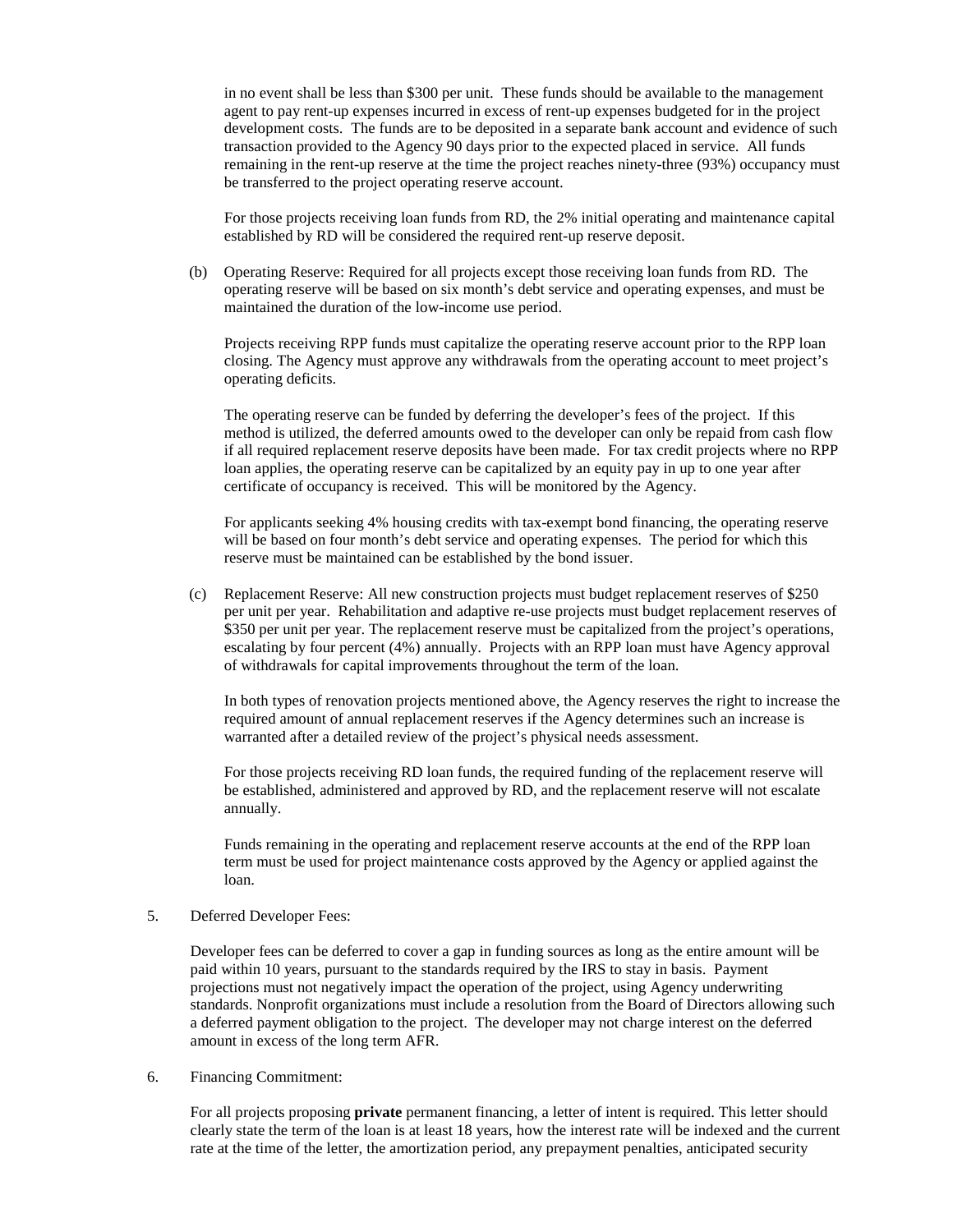in no event shall be less than $300 per unit. These funds should be available to the management agent to pay rent-up expenses incurred in excess of rent-up expenses budgeted for in the project development costs. The funds are to be deposited in a separate bank account and evidence of such transaction provided to the Agency 90 days prior to the expected placed in service. All funds remaining in the rent-up reserve at the time the project reaches ninety-three (93%) occupancy must be transferred to the project operating reserve account.

For those projects receiving loan funds from RD, the 2% initial operating and maintenance capital established by RD will be considered the required rent-up reserve deposit.

(b) Operating Reserve: Required for all projects except those receiving loan funds from RD. The operating reserve will be based on six month's debt service and operating expenses, and must be maintained the duration of the low-income use period.

Projects receiving RPP funds must capitalize the operating reserve account prior to the RPP loan closing. The Agency must approve any withdrawals from the operating account to meet project's operating deficits.

The operating reserve can be funded by deferring the developer's fees of the project. If this method is utilized, the deferred amounts owed to the developer can only be repaid from cash flow if all required replacement reserve deposits have been made. For tax credit projects where no RPP loan applies, the operating reserve can be capitalized by an equity pay in up to one year after certificate of occupancy is received. This will be monitored by the Agency.

For applicants seeking 4% housing credits with tax-exempt bond financing, the operating reserve will be based on four month's debt service and operating expenses. The period for which this reserve must be maintained can be established by the bond issuer.

(c) Replacement Reserve: All new construction projects must budget replacement reserves of $250 per unit per year. Rehabilitation and adaptive re-use projects must budget replacement reserves of $350 per unit per year. The replacement reserve must be capitalized from the project's operations, escalating by four percent (4%) annually. Projects with an RPP loan must have Agency approval of withdrawals for capital improvements throughout the term of the loan.

In both types of renovation projects mentioned above, the Agency reserves the right to increase the required amount of annual replacement reserves if the Agency determines such an increase is warranted after a detailed review of the project's physical needs assessment.

For those projects receiving RD loan funds, the required funding of the replacement reserve will be established, administered and approved by RD, and the replacement reserve will not escalate annually.

Funds remaining in the operating and replacement reserve accounts at the end of the RPP loan term must be used for project maintenance costs approved by the Agency or applied against the loan.

5. Deferred Developer Fees:

Developer fees can be deferred to cover a gap in funding sources as long as the entire amount will be paid within 10 years, pursuant to the standards required by the IRS to stay in basis. Payment projections must not negatively impact the operation of the project, using Agency underwriting standards. Nonprofit organizations must include a resolution from the Board of Directors allowing such a deferred payment obligation to the project. The developer may not charge interest on the deferred amount in excess of the long term AFR.

6. Financing Commitment:

For all projects proposing **private** permanent financing, a letter of intent is required. This letter should clearly state the term of the loan is at least 18 years, how the interest rate will be indexed and the current rate at the time of the letter, the amortization period, any prepayment penalties, anticipated security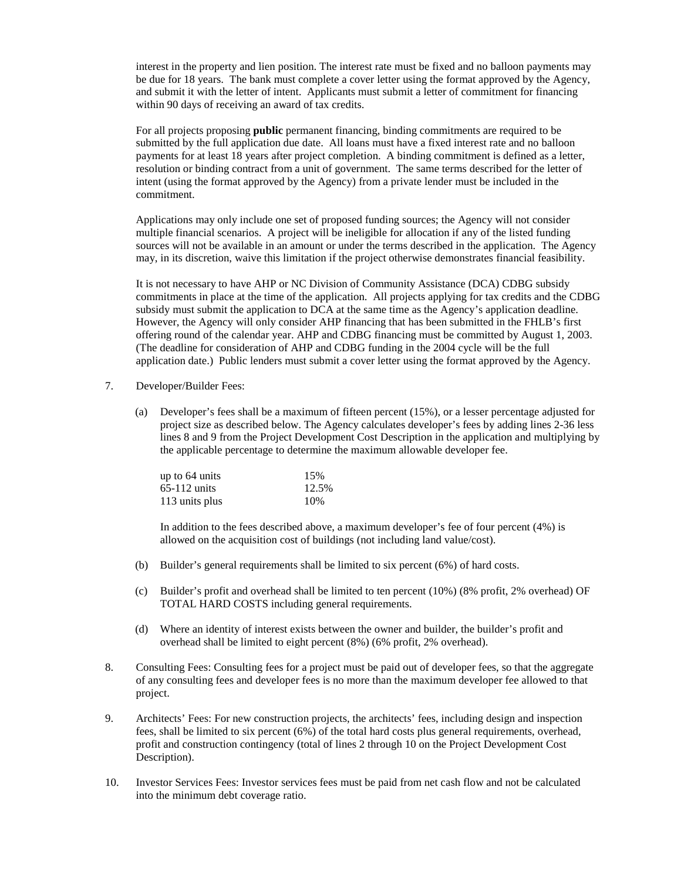interest in the property and lien position. The interest rate must be fixed and no balloon payments may be due for 18 years. The bank must complete a cover letter using the format approved by the Agency, and submit it with the letter of intent. Applicants must submit a letter of commitment for financing within 90 days of receiving an award of tax credits.

For all projects proposing **public** permanent financing, binding commitments are required to be submitted by the full application due date. All loans must have a fixed interest rate and no balloon payments for at least 18 years after project completion. A binding commitment is defined as a letter, resolution or binding contract from a unit of government. The same terms described for the letter of intent (using the format approved by the Agency) from a private lender must be included in the commitment.

Applications may only include one set of proposed funding sources; the Agency will not consider multiple financial scenarios. A project will be ineligible for allocation if any of the listed funding sources will not be available in an amount or under the terms described in the application. The Agency may, in its discretion, waive this limitation if the project otherwise demonstrates financial feasibility.

It is not necessary to have AHP or NC Division of Community Assistance (DCA) CDBG subsidy commitments in place at the time of the application. All projects applying for tax credits and the CDBG subsidy must submit the application to DCA at the same time as the Agency's application deadline. However, the Agency will only consider AHP financing that has been submitted in the FHLB's first offering round of the calendar year. AHP and CDBG financing must be committed by August 1, 2003. (The deadline for consideration of AHP and CDBG funding in the 2004 cycle will be the full application date.) Public lenders must submit a cover letter using the format approved by the Agency.

7. Developer/Builder Fees:

   (a) Developer's fees shall be a maximum of fifteen percent (15%), or a lesser percentage adjusted for project size as described below. The Agency calculates developer's fees by adding lines 2-36 less lines 8 and 9 from the Project Development Cost Description in the application and multiplying by the applicable percentage to determine the maximum allowable developer fee.

   | | |
   |---|---|
   | up to 64 units | 15% |
   | 65-112 units | 12.5% |
   | 113 units plus | 10% |

   In addition to the fees described above, a maximum developer's fee of four percent (4%) is allowed on the acquisition cost of buildings (not including land value/cost).

   (b) Builder's general requirements shall be limited to six percent (6%) of hard costs.

   (c) Builder's profit and overhead shall be limited to ten percent (10%) (8% profit, 2% overhead) OF TOTAL HARD COSTS including general requirements.

   (d) Where an identity of interest exists between the owner and builder, the builder's profit and overhead shall be limited to eight percent (8%) (6% profit, 2% overhead).

8. Consulting Fees: Consulting fees for a project must be paid out of developer fees, so that the aggregate of any consulting fees and developer fees is no more than the maximum developer fee allowed to that project.

9. Architects' Fees: For new construction projects, the architects' fees, including design and inspection fees, shall be limited to six percent (6%) of the total hard costs plus general requirements, overhead, profit and construction contingency (total of lines 2 through 10 on the Project Development Cost Description).

10. Investor Services Fees: Investor services fees must be paid from net cash flow and not be calculated into the minimum debt coverage ratio.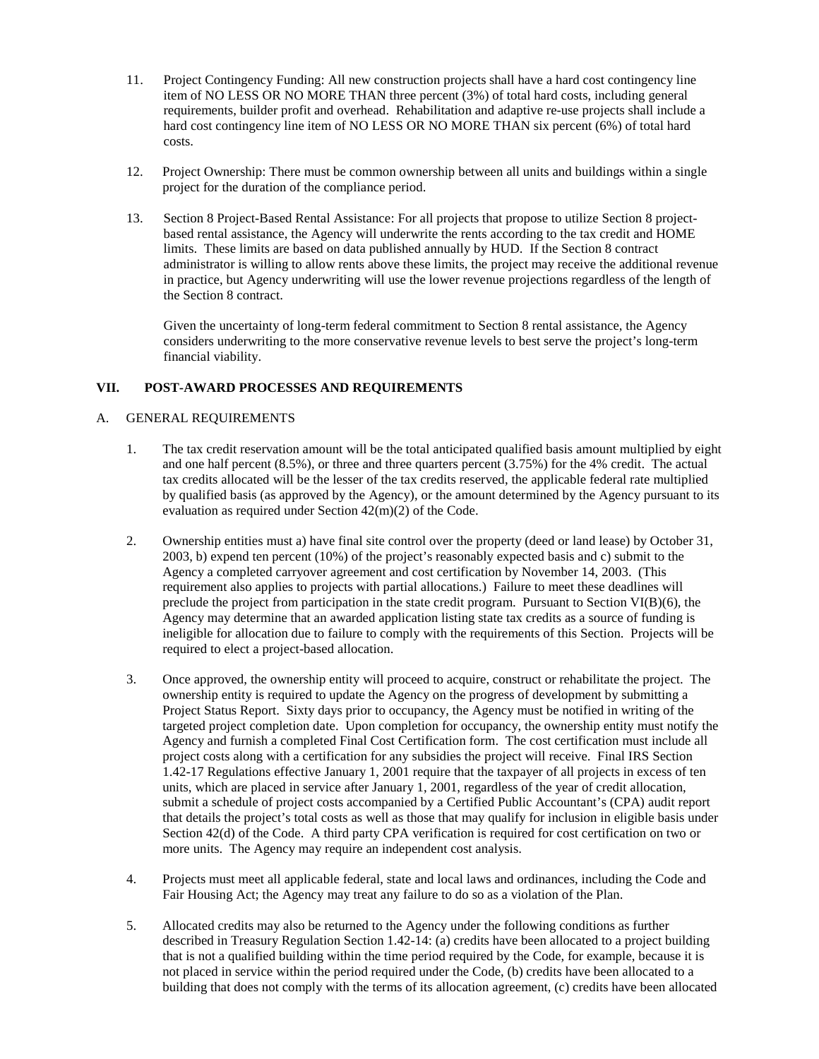11. Project Contingency Funding: All new construction projects shall have a hard cost contingency line item of NO LESS OR NO MORE THAN three percent (3%) of total hard costs, including general requirements, builder profit and overhead. Rehabilitation and adaptive re-use projects shall include a hard cost contingency line item of NO LESS OR NO MORE THAN six percent (6%) of total hard costs.

12. Project Ownership: There must be common ownership between all units and buildings within a single project for the duration of the compliance period.

13. Section 8 Project-Based Rental Assistance: For all projects that propose to utilize Section 8 project-based rental assistance, the Agency will underwrite the rents according to the tax credit and HOME limits. These limits are based on data published annually by HUD. If the Section 8 contract administrator is willing to allow rents above these limits, the project may receive the additional revenue in practice, but Agency underwriting will use the lower revenue projections regardless of the length of the Section 8 contract.

    Given the uncertainty of long-term federal commitment to Section 8 rental assistance, the Agency considers underwriting to the more conservative revenue levels to best serve the project's long-term financial viability.

## VII. POST-AWARD PROCESSES AND REQUIREMENTS

### A. GENERAL REQUIREMENTS

1. The tax credit reservation amount will be the total anticipated qualified basis amount multiplied by eight and one half percent (8.5%), or three and three quarters percent (3.75%) for the 4% credit. The actual tax credits allocated will be the lesser of the tax credits reserved, the applicable federal rate multiplied by qualified basis (as approved by the Agency), or the amount determined by the Agency pursuant to its evaluation as required under Section 42(m)(2) of the Code.

2. Ownership entities must a) have final site control over the property (deed or land lease) by October 31, 2003, b) expend ten percent (10%) of the project's reasonably expected basis and c) submit to the Agency a completed carryover agreement and cost certification by November 14, 2003. (This requirement also applies to projects with partial allocations.) Failure to meet these deadlines will preclude the project from participation in the state credit program. Pursuant to Section VI(B)(6), the Agency may determine that an awarded application listing state tax credits as a source of funding is ineligible for allocation due to failure to comply with the requirements of this Section. Projects will be required to elect a project-based allocation.

3. Once approved, the ownership entity will proceed to acquire, construct or rehabilitate the project. The ownership entity is required to update the Agency on the progress of development by submitting a Project Status Report. Sixty days prior to occupancy, the Agency must be notified in writing of the targeted project completion date. Upon completion for occupancy, the ownership entity must notify the Agency and furnish a completed Final Cost Certification form. The cost certification must include all project costs along with a certification for any subsidies the project will receive. Final IRS Section 1.42-17 Regulations effective January 1, 2001 require that the taxpayer of all projects in excess of ten units, which are placed in service after January 1, 2001, regardless of the year of credit allocation, submit a schedule of project costs accompanied by a Certified Public Accountant's (CPA) audit report that details the project's total costs as well as those that may qualify for inclusion in eligible basis under Section 42(d) of the Code. A third party CPA verification is required for cost certification on two or more units. The Agency may require an independent cost analysis.

4. Projects must meet all applicable federal, state and local laws and ordinances, including the Code and Fair Housing Act; the Agency may treat any failure to do so as a violation of the Plan.

5. Allocated credits may also be returned to the Agency under the following conditions as further described in Treasury Regulation Section 1.42-14: (a) credits have been allocated to a project building that is not a qualified building within the time period required by the Code, for example, because it is not placed in service within the period required under the Code, (b) credits have been allocated to a building that does not comply with the terms of its allocation agreement, (c) credits have been allocated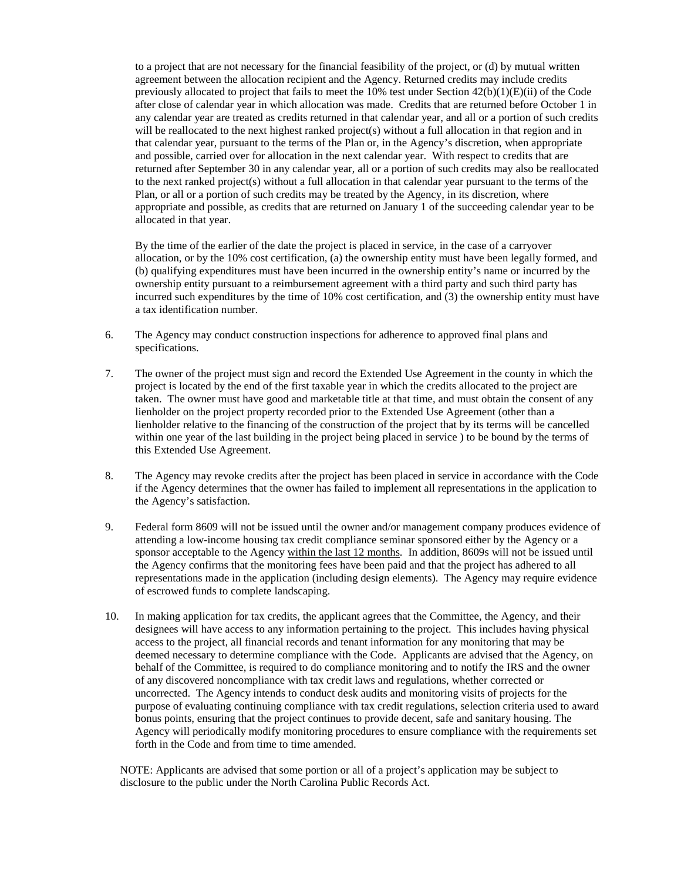to a project that are not necessary for the financial feasibility of the project, or (d) by mutual written agreement between the allocation recipient and the Agency. Returned credits may include credits previously allocated to project that fails to meet the 10% test under Section 42(b)(1)(E)(ii) of the Code after close of calendar year in which allocation was made. Credits that are returned before October 1 in any calendar year are treated as credits returned in that calendar year, and all or a portion of such credits will be reallocated to the next highest ranked project(s) without a full allocation in that region and in that calendar year, pursuant to the terms of the Plan or, in the Agency's discretion, when appropriate and possible, carried over for allocation in the next calendar year. With respect to credits that are returned after September 30 in any calendar year, all or a portion of such credits may also be reallocated to the next ranked project(s) without a full allocation in that calendar year pursuant to the terms of the Plan, or all or a portion of such credits may be treated by the Agency, in its discretion, where appropriate and possible, as credits that are returned on January 1 of the succeeding calendar year to be allocated in that year.

By the time of the earlier of the date the project is placed in service, in the case of a carryover allocation, or by the 10% cost certification, (a) the ownership entity must have been legally formed, and (b) qualifying expenditures must have been incurred in the ownership entity's name or incurred by the ownership entity pursuant to a reimbursement agreement with a third party and such third party has incurred such expenditures by the time of 10% cost certification, and (3) the ownership entity must have a tax identification number.

6. The Agency may conduct construction inspections for adherence to approved final plans and specifications.

7. The owner of the project must sign and record the Extended Use Agreement in the county in which the project is located by the end of the first taxable year in which the credits allocated to the project are taken. The owner must have good and marketable title at that time, and must obtain the consent of any lienholder on the project property recorded prior to the Extended Use Agreement (other than a lienholder relative to the financing of the construction of the project that by its terms will be cancelled within one year of the last building in the project being placed in service ) to be bound by the terms of this Extended Use Agreement.

8. The Agency may revoke credits after the project has been placed in service in accordance with the Code if the Agency determines that the owner has failed to implement all representations in the application to the Agency's satisfaction.

9. Federal form 8609 will not be issued until the owner and/or management company produces evidence of attending a low-income housing tax credit compliance seminar sponsored either by the Agency or a sponsor acceptable to the Agency within the last 12 months. In addition, 8609s will not be issued until the Agency confirms that the monitoring fees have been paid and that the project has adhered to all representations made in the application (including design elements). The Agency may require evidence of escrowed funds to complete landscaping.

10. In making application for tax credits, the applicant agrees that the Committee, the Agency, and their designees will have access to any information pertaining to the project. This includes having physical access to the project, all financial records and tenant information for any monitoring that may be deemed necessary to determine compliance with the Code. Applicants are advised that the Agency, on behalf of the Committee, is required to do compliance monitoring and to notify the IRS and the owner of any discovered noncompliance with tax credit laws and regulations, whether corrected or uncorrected. The Agency intends to conduct desk audits and monitoring visits of projects for the purpose of evaluating continuing compliance with tax credit regulations, selection criteria used to award bonus points, ensuring that the project continues to provide decent, safe and sanitary housing. The Agency will periodically modify monitoring procedures to ensure compliance with the requirements set forth in the Code and from time to time amended.

NOTE: Applicants are advised that some portion or all of a project's application may be subject to disclosure to the public under the North Carolina Public Records Act.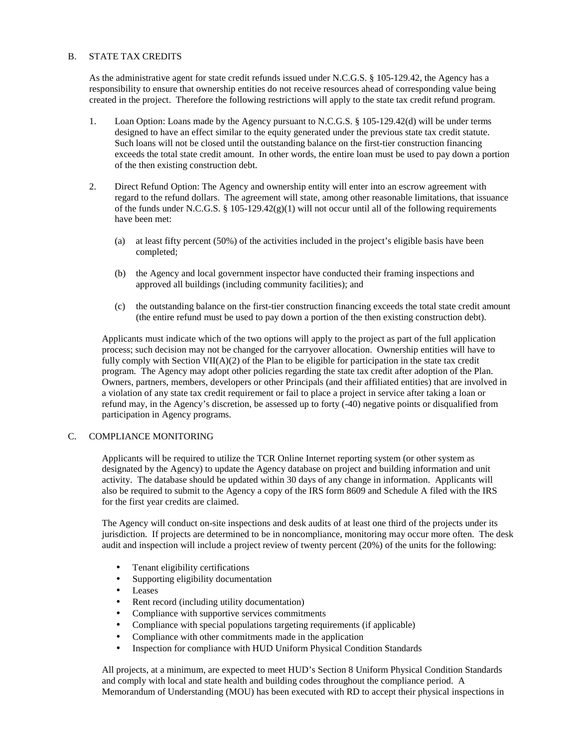## B. STATE TAX CREDITS

As the administrative agent for state credit refunds issued under N.C.G.S. § 105-129.42, the Agency has a responsibility to ensure that ownership entities do not receive resources ahead of corresponding value being created in the project. Therefore the following restrictions will apply to the state tax credit refund program.

1. Loan Option: Loans made by the Agency pursuant to N.C.G.S. § 105-129.42(d) will be under terms designed to have an effect similar to the equity generated under the previous state tax credit statute. Such loans will not be closed until the outstanding balance on the first-tier construction financing exceeds the total state credit amount. In other words, the entire loan must be used to pay down a portion of the then existing construction debt.

2. Direct Refund Option: The Agency and ownership entity will enter into an escrow agreement with regard to the refund dollars. The agreement will state, among other reasonable limitations, that issuance of the funds under N.C.G.S. § 105-129.42(g)(1) will not occur until all of the following requirements have been met:

   (a) at least fifty percent (50%) of the activities included in the project's eligible basis have been completed;

   (b) the Agency and local government inspector have conducted their framing inspections and approved all buildings (including community facilities); and

   (c) the outstanding balance on the first-tier construction financing exceeds the total state credit amount (the entire refund must be used to pay down a portion of the then existing construction debt).

Applicants must indicate which of the two options will apply to the project as part of the full application process; such decision may not be changed for the carryover allocation. Ownership entities will have to fully comply with Section VII(A)(2) of the Plan to be eligible for participation in the state tax credit program. The Agency may adopt other policies regarding the state tax credit after adoption of the Plan. Owners, partners, members, developers or other Principals (and their affiliated entities) that are involved in a violation of any state tax credit requirement or fail to place a project in service after taking a loan or refund may, in the Agency's discretion, be assessed up to forty (-40) negative points or disqualified from participation in Agency programs.

## C. COMPLIANCE MONITORING

Applicants will be required to utilize the TCR Online Internet reporting system (or other system as designated by the Agency) to update the Agency database on project and building information and unit activity. The database should be updated within 30 days of any change in information. Applicants will also be required to submit to the Agency a copy of the IRS form 8609 and Schedule A filed with the IRS for the first year credits are claimed.

The Agency will conduct on-site inspections and desk audits of at least one third of the projects under its jurisdiction. If projects are determined to be in noncompliance, monitoring may occur more often. The desk audit and inspection will include a project review of twenty percent (20%) of the units for the following:

- Tenant eligibility certifications
- Supporting eligibility documentation
- Leases
- Rent record (including utility documentation)
- Compliance with supportive services commitments
- Compliance with special populations targeting requirements (if applicable)
- Compliance with other commitments made in the application
- Inspection for compliance with HUD Uniform Physical Condition Standards

All projects, at a minimum, are expected to meet HUD's Section 8 Uniform Physical Condition Standards and comply with local and state health and building codes throughout the compliance period. A Memorandum of Understanding (MOU) has been executed with RD to accept their physical inspections in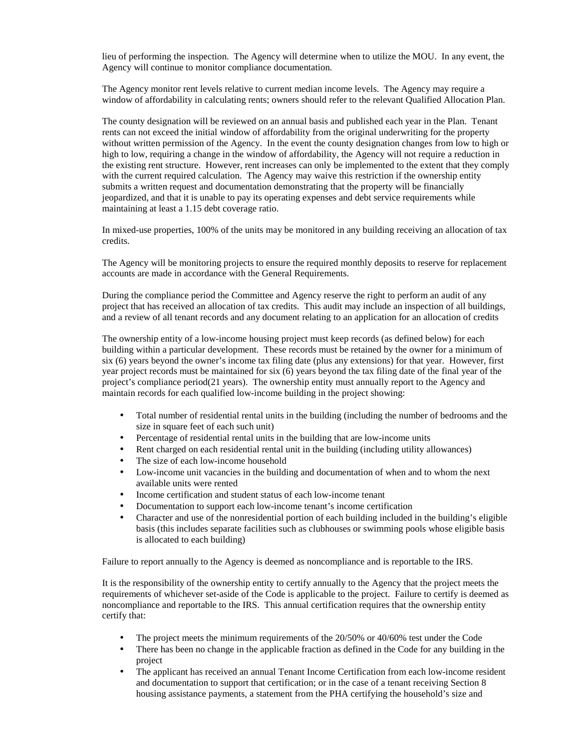lieu of performing the inspection. The Agency will determine when to utilize the MOU. In any event, the Agency will continue to monitor compliance documentation.

The Agency monitor rent levels relative to current median income levels. The Agency may require a window of affordability in calculating rents; owners should refer to the relevant Qualified Allocation Plan.

The county designation will be reviewed on an annual basis and published each year in the Plan. Tenant rents can not exceed the initial window of affordability from the original underwriting for the property without written permission of the Agency. In the event the county designation changes from low to high or high to low, requiring a change in the window of affordability, the Agency will not require a reduction in the existing rent structure. However, rent increases can only be implemented to the extent that they comply with the current required calculation. The Agency may waive this restriction if the ownership entity submits a written request and documentation demonstrating that the property will be financially jeopardized, and that it is unable to pay its operating expenses and debt service requirements while maintaining at least a 1.15 debt coverage ratio.

In mixed-use properties, 100% of the units may be monitored in any building receiving an allocation of tax credits.

The Agency will be monitoring projects to ensure the required monthly deposits to reserve for replacement accounts are made in accordance with the General Requirements.

During the compliance period the Committee and Agency reserve the right to perform an audit of any project that has received an allocation of tax credits. This audit may include an inspection of all buildings, and a review of all tenant records and any document relating to an application for an allocation of credits

The ownership entity of a low-income housing project must keep records (as defined below) for each building within a particular development. These records must be retained by the owner for a minimum of six (6) years beyond the owner's income tax filing date (plus any extensions) for that year. However, first year project records must be maintained for six (6) years beyond the tax filing date of the final year of the project's compliance period(21 years). The ownership entity must annually report to the Agency and maintain records for each qualified low-income building in the project showing:

- Total number of residential rental units in the building (including the number of bedrooms and the size in square feet of each such unit)
- Percentage of residential rental units in the building that are low-income units
- Rent charged on each residential rental unit in the building (including utility allowances)
- The size of each low-income household
- Low-income unit vacancies in the building and documentation of when and to whom the next available units were rented
- Income certification and student status of each low-income tenant
- Documentation to support each low-income tenant's income certification
- Character and use of the nonresidential portion of each building included in the building's eligible basis (this includes separate facilities such as clubhouses or swimming pools whose eligible basis is allocated to each building)

Failure to report annually to the Agency is deemed as noncompliance and is reportable to the IRS.

It is the responsibility of the ownership entity to certify annually to the Agency that the project meets the requirements of whichever set-aside of the Code is applicable to the project. Failure to certify is deemed as noncompliance and reportable to the IRS. This annual certification requires that the ownership entity certify that:

- The project meets the minimum requirements of the 20/50% or 40/60% test under the Code
- There has been no change in the applicable fraction as defined in the Code for any building in the project
- The applicant has received an annual Tenant Income Certification from each low-income resident and documentation to support that certification; or in the case of a tenant receiving Section 8 housing assistance payments, a statement from the PHA certifying the household's size and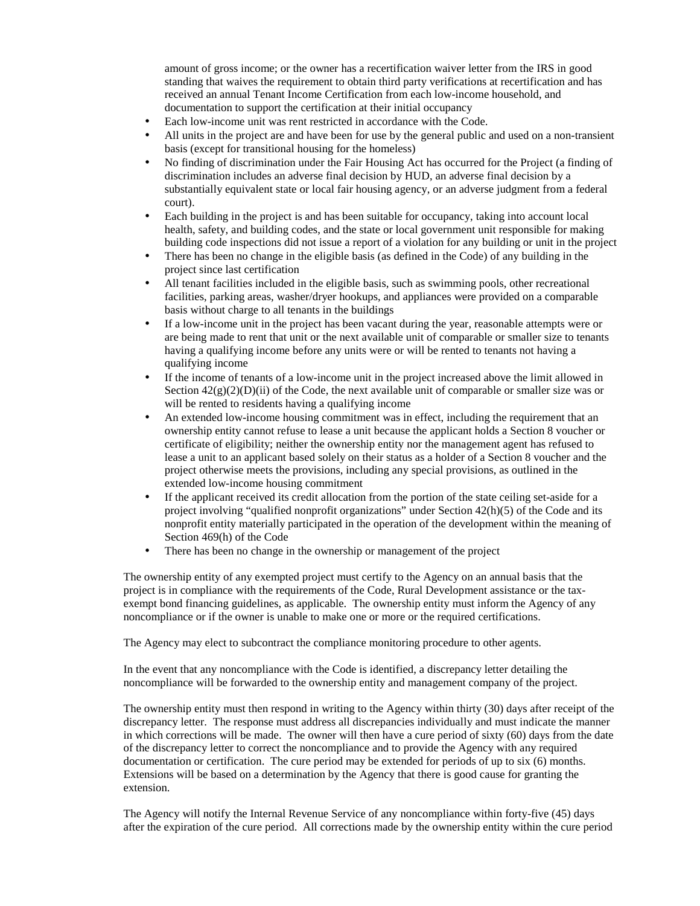amount of gross income; or the owner has a recertification waiver letter from the IRS in good standing that waives the requirement to obtain third party verifications at recertification and has received an annual Tenant Income Certification from each low-income household, and documentation to support the certification at their initial occupancy

- Each low-income unit was rent restricted in accordance with the Code.
- All units in the project are and have been for use by the general public and used on a non-transient basis (except for transitional housing for the homeless)
- No finding of discrimination under the Fair Housing Act has occurred for the Project (a finding of discrimination includes an adverse final decision by HUD, an adverse final decision by a substantially equivalent state or local fair housing agency, or an adverse judgment from a federal court).
- Each building in the project is and has been suitable for occupancy, taking into account local health, safety, and building codes, and the state or local government unit responsible for making building code inspections did not issue a report of a violation for any building or unit in the project
- There has been no change in the eligible basis (as defined in the Code) of any building in the project since last certification
- All tenant facilities included in the eligible basis, such as swimming pools, other recreational facilities, parking areas, washer/dryer hookups, and appliances were provided on a comparable basis without charge to all tenants in the buildings
- If a low-income unit in the project has been vacant during the year, reasonable attempts were or are being made to rent that unit or the next available unit of comparable or smaller size to tenants having a qualifying income before any units were or will be rented to tenants not having a qualifying income
- If the income of tenants of a low-income unit in the project increased above the limit allowed in Section 42(g)(2)(D)(ii) of the Code, the next available unit of comparable or smaller size was or will be rented to residents having a qualifying income
- An extended low-income housing commitment was in effect, including the requirement that an ownership entity cannot refuse to lease a unit because the applicant holds a Section 8 voucher or certificate of eligibility; neither the ownership entity nor the management agent has refused to lease a unit to an applicant based solely on their status as a holder of a Section 8 voucher and the project otherwise meets the provisions, including any special provisions, as outlined in the extended low-income housing commitment
- If the applicant received its credit allocation from the portion of the state ceiling set-aside for a project involving "qualified nonprofit organizations" under Section 42(h)(5) of the Code and its nonprofit entity materially participated in the operation of the development within the meaning of Section 469(h) of the Code
- There has been no change in the ownership or management of the project

The ownership entity of any exempted project must certify to the Agency on an annual basis that the project is in compliance with the requirements of the Code, Rural Development assistance or the tax-exempt bond financing guidelines, as applicable. The ownership entity must inform the Agency of any noncompliance or if the owner is unable to make one or more or the required certifications.

The Agency may elect to subcontract the compliance monitoring procedure to other agents.

In the event that any noncompliance with the Code is identified, a discrepancy letter detailing the noncompliance will be forwarded to the ownership entity and management company of the project.

The ownership entity must then respond in writing to the Agency within thirty (30) days after receipt of the discrepancy letter. The response must address all discrepancies individually and must indicate the manner in which corrections will be made. The owner will then have a cure period of sixty (60) days from the date of the discrepancy letter to correct the noncompliance and to provide the Agency with any required documentation or certification. The cure period may be extended for periods of up to six (6) months. Extensions will be based on a determination by the Agency that there is good cause for granting the extension.

The Agency will notify the Internal Revenue Service of any noncompliance within forty-five (45) days after the expiration of the cure period. All corrections made by the ownership entity within the cure period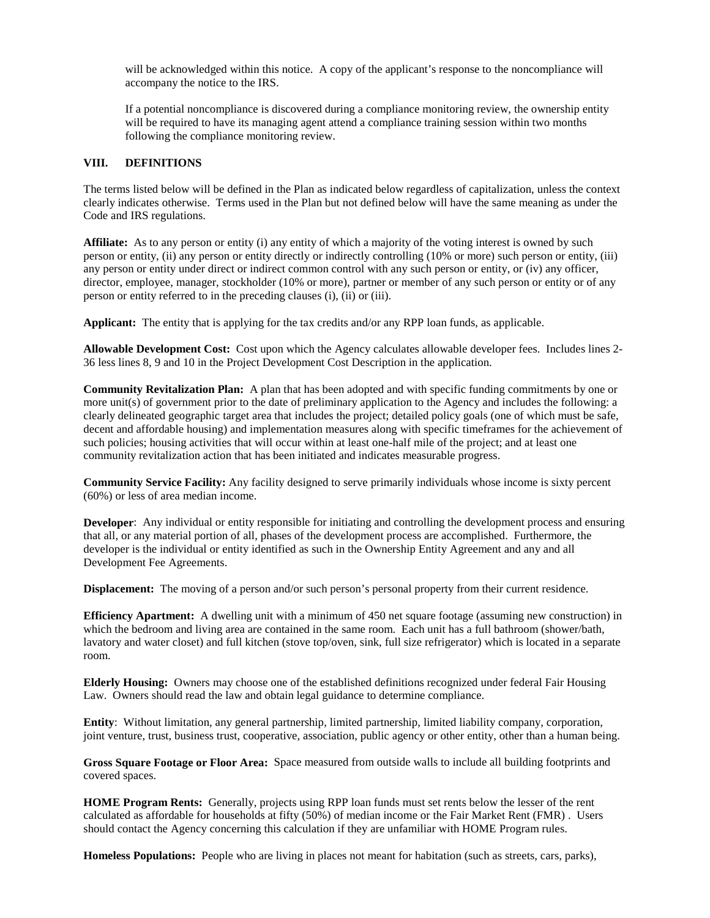will be acknowledged within this notice. A copy of the applicant's response to the noncompliance will accompany the notice to the IRS.

If a potential noncompliance is discovered during a compliance monitoring review, the ownership entity will be required to have its managing agent attend a compliance training session within two months following the compliance monitoring review.

## VIII. DEFINITIONS

The terms listed below will be defined in the Plan as indicated below regardless of capitalization, unless the context clearly indicates otherwise. Terms used in the Plan but not defined below will have the same meaning as under the Code and IRS regulations.

**Affiliate:** As to any person or entity (i) any entity of which a majority of the voting interest is owned by such person or entity, (ii) any person or entity directly or indirectly controlling (10% or more) such person or entity, (iii) any person or entity under direct or indirect common control with any such person or entity, or (iv) any officer, director, employee, manager, stockholder (10% or more), partner or member of any such person or entity or of any person or entity referred to in the preceding clauses (i), (ii) or (iii).

**Applicant:** The entity that is applying for the tax credits and/or any RPP loan funds, as applicable.

**Allowable Development Cost:** Cost upon which the Agency calculates allowable developer fees. Includes lines 2-36 less lines 8, 9 and 10 in the Project Development Cost Description in the application.

**Community Revitalization Plan:** A plan that has been adopted and with specific funding commitments by one or more unit(s) of government prior to the date of preliminary application to the Agency and includes the following: a clearly delineated geographic target area that includes the project; detailed policy goals (one of which must be safe, decent and affordable housing) and implementation measures along with specific timeframes for the achievement of such policies; housing activities that will occur within at least one-half mile of the project; and at least one community revitalization action that has been initiated and indicates measurable progress.

**Community Service Facility:** Any facility designed to serve primarily individuals whose income is sixty percent (60%) or less of area median income.

**Developer**: Any individual or entity responsible for initiating and controlling the development process and ensuring that all, or any material portion of all, phases of the development process are accomplished. Furthermore, the developer is the individual or entity identified as such in the Ownership Entity Agreement and any and all Development Fee Agreements.

**Displacement:** The moving of a person and/or such person's personal property from their current residence.

**Efficiency Apartment:** A dwelling unit with a minimum of 450 net square footage (assuming new construction) in which the bedroom and living area are contained in the same room. Each unit has a full bathroom (shower/bath, lavatory and water closet) and full kitchen (stove top/oven, sink, full size refrigerator) which is located in a separate room.

**Elderly Housing:** Owners may choose one of the established definitions recognized under federal Fair Housing Law. Owners should read the law and obtain legal guidance to determine compliance.

**Entity**: Without limitation, any general partnership, limited partnership, limited liability company, corporation, joint venture, trust, business trust, cooperative, association, public agency or other entity, other than a human being.

**Gross Square Footage or Floor Area:** Space measured from outside walls to include all building footprints and covered spaces.

**HOME Program Rents:** Generally, projects using RPP loan funds must set rents below the lesser of the rent calculated as affordable for households at fifty (50%) of median income or the Fair Market Rent (FMR) . Users should contact the Agency concerning this calculation if they are unfamiliar with HOME Program rules.

**Homeless Populations:** People who are living in places not meant for habitation (such as streets, cars, parks),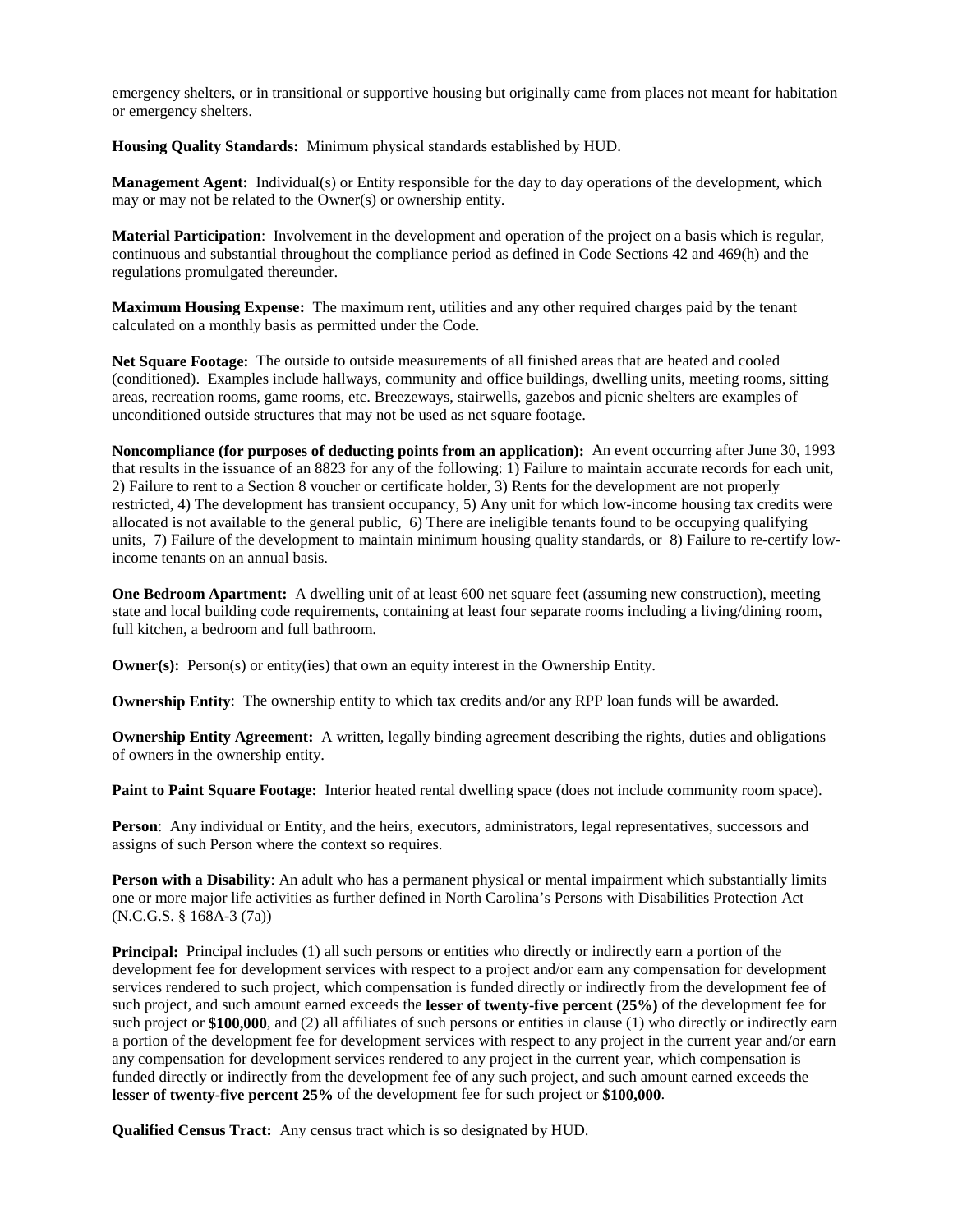emergency shelters, or in transitional or supportive housing but originally came from places not meant for habitation or emergency shelters.

**Housing Quality Standards:** Minimum physical standards established by HUD.

**Management Agent:** Individual(s) or Entity responsible for the day to day operations of the development, which may or may not be related to the Owner(s) or ownership entity.

**Material Participation**: Involvement in the development and operation of the project on a basis which is regular, continuous and substantial throughout the compliance period as defined in Code Sections 42 and 469(h) and the regulations promulgated thereunder.

**Maximum Housing Expense:** The maximum rent, utilities and any other required charges paid by the tenant calculated on a monthly basis as permitted under the Code.

**Net Square Footage:** The outside to outside measurements of all finished areas that are heated and cooled (conditioned). Examples include hallways, community and office buildings, dwelling units, meeting rooms, sitting areas, recreation rooms, game rooms, etc. Breezeways, stairwells, gazebos and picnic shelters are examples of unconditioned outside structures that may not be used as net square footage.

**Noncompliance (for purposes of deducting points from an application):** An event occurring after June 30, 1993 that results in the issuance of an 8823 for any of the following: 1) Failure to maintain accurate records for each unit, 2) Failure to rent to a Section 8 voucher or certificate holder, 3) Rents for the development are not properly restricted, 4) The development has transient occupancy, 5) Any unit for which low-income housing tax credits were allocated is not available to the general public, 6) There are ineligible tenants found to be occupying qualifying units, 7) Failure of the development to maintain minimum housing quality standards, or 8) Failure to re-certify low-income tenants on an annual basis.

**One Bedroom Apartment:** A dwelling unit of at least 600 net square feet (assuming new construction), meeting state and local building code requirements, containing at least four separate rooms including a living/dining room, full kitchen, a bedroom and full bathroom.

**Owner(s):** Person(s) or entity(ies) that own an equity interest in the Ownership Entity.

**Ownership Entity**: The ownership entity to which tax credits and/or any RPP loan funds will be awarded.

**Ownership Entity Agreement:** A written, legally binding agreement describing the rights, duties and obligations of owners in the ownership entity.

**Paint to Paint Square Footage:** Interior heated rental dwelling space (does not include community room space).

**Person**: Any individual or Entity, and the heirs, executors, administrators, legal representatives, successors and assigns of such Person where the context so requires.

**Person with a Disability**: An adult who has a permanent physical or mental impairment which substantially limits one or more major life activities as further defined in North Carolina's Persons with Disabilities Protection Act (N.C.G.S. § 168A-3 (7a))

**Principal:** Principal includes (1) all such persons or entities who directly or indirectly earn a portion of the development fee for development services with respect to a project and/or earn any compensation for development services rendered to such project, which compensation is funded directly or indirectly from the development fee of such project, and such amount earned exceeds the **lesser of twenty-five percent (25%)** of the development fee for such project or **$100,000**, and (2) all affiliates of such persons or entities in clause (1) who directly or indirectly earn a portion of the development fee for development services with respect to any project in the current year and/or earn any compensation for development services rendered to any project in the current year, which compensation is funded directly or indirectly from the development fee of any such project, and such amount earned exceeds the **lesser of twenty-five percent 25%** of the development fee for such project or **$100,000**.

**Qualified Census Tract:** Any census tract which is so designated by HUD.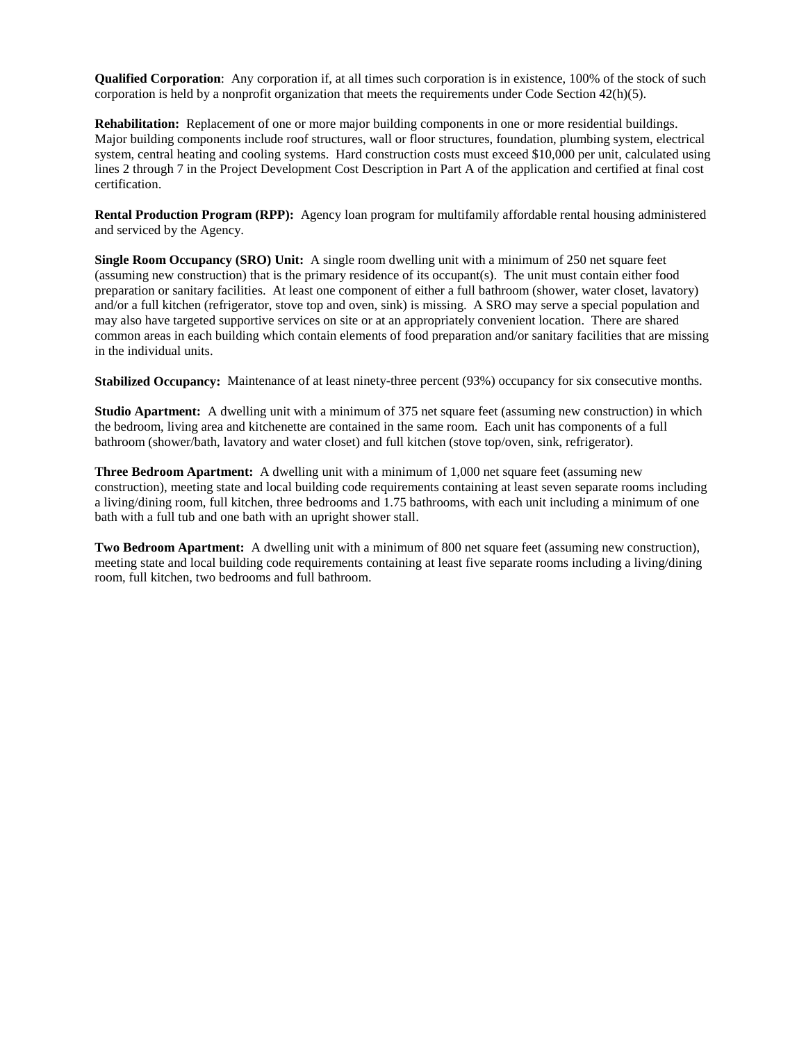**Qualified Corporation**: Any corporation if, at all times such corporation is in existence, 100% of the stock of such corporation is held by a nonprofit organization that meets the requirements under Code Section 42(h)(5).

**Rehabilitation:** Replacement of one or more major building components in one or more residential buildings. Major building components include roof structures, wall or floor structures, foundation, plumbing system, electrical system, central heating and cooling systems. Hard construction costs must exceed $10,000 per unit, calculated using lines 2 through 7 in the Project Development Cost Description in Part A of the application and certified at final cost certification.

**Rental Production Program (RPP):** Agency loan program for multifamily affordable rental housing administered and serviced by the Agency.

**Single Room Occupancy (SRO) Unit:** A single room dwelling unit with a minimum of 250 net square feet (assuming new construction) that is the primary residence of its occupant(s). The unit must contain either food preparation or sanitary facilities. At least one component of either a full bathroom (shower, water closet, lavatory) and/or a full kitchen (refrigerator, stove top and oven, sink) is missing. A SRO may serve a special population and may also have targeted supportive services on site or at an appropriately convenient location. There are shared common areas in each building which contain elements of food preparation and/or sanitary facilities that are missing in the individual units.

**Stabilized Occupancy:** Maintenance of at least ninety-three percent (93%) occupancy for six consecutive months.

**Studio Apartment:** A dwelling unit with a minimum of 375 net square feet (assuming new construction) in which the bedroom, living area and kitchenette are contained in the same room. Each unit has components of a full bathroom (shower/bath, lavatory and water closet) and full kitchen (stove top/oven, sink, refrigerator).

**Three Bedroom Apartment:** A dwelling unit with a minimum of 1,000 net square feet (assuming new construction), meeting state and local building code requirements containing at least seven separate rooms including a living/dining room, full kitchen, three bedrooms and 1.75 bathrooms, with each unit including a minimum of one bath with a full tub and one bath with an upright shower stall.

**Two Bedroom Apartment:** A dwelling unit with a minimum of 800 net square feet (assuming new construction), meeting state and local building code requirements containing at least five separate rooms including a living/dining room, full kitchen, two bedrooms and full bathroom.